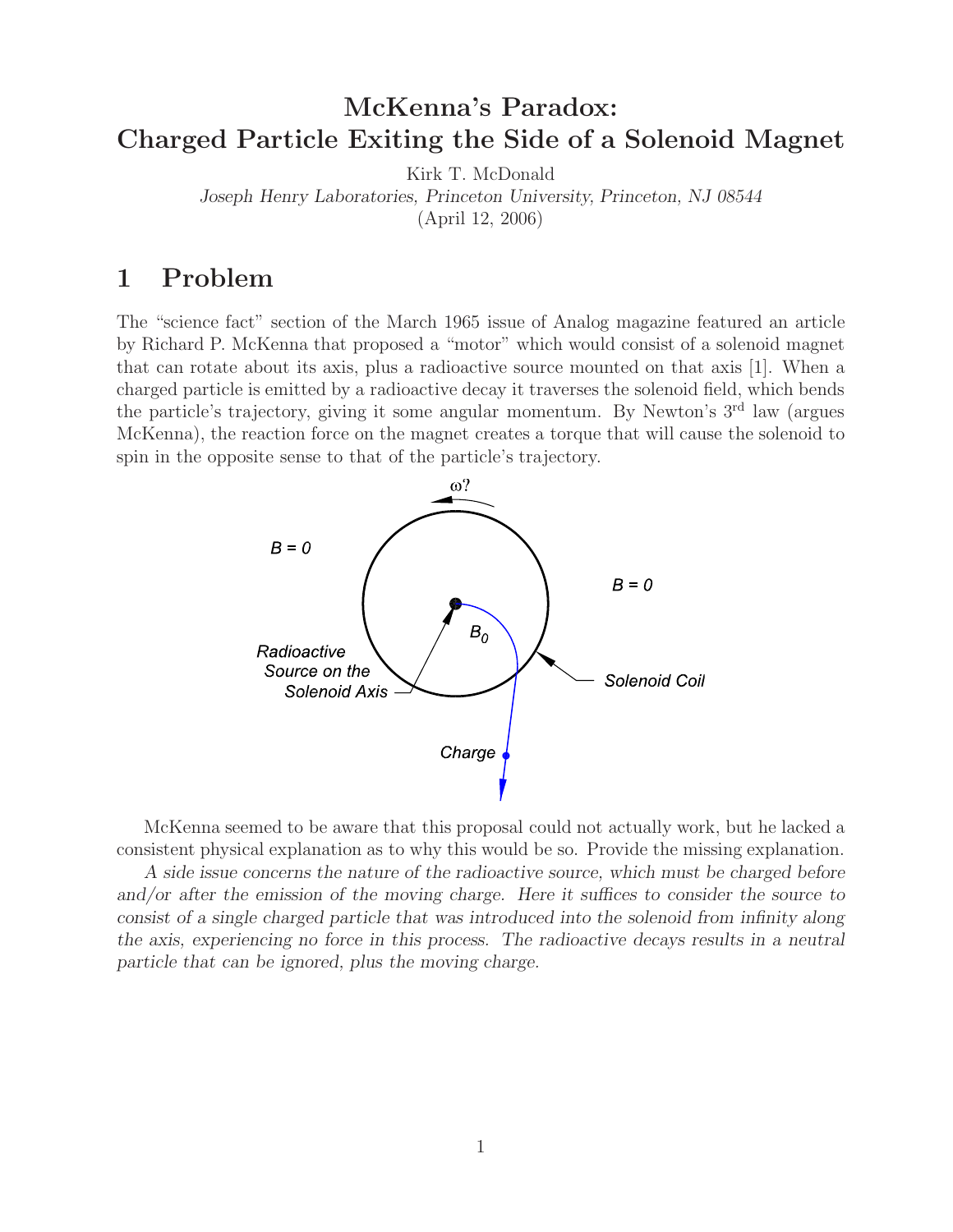# McKenna's Paradox:
# Charged Particle Exiting the Side of a Solenoid Magnet

Kirk T. McDonald

*Joseph Henry Laboratories, Princeton University, Princeton, NJ 08544*

(April 12, 2006)

## 1 Problem

The "science fact" section of the March 1965 issue of Analog magazine featured an article by Richard P. McKenna that proposed a "motor" which would consist of a solenoid magnet that can rotate about its axis, plus a radioactive source mounted on that axis [1]. When a charged particle is emitted by a radioactive decay it traverses the solenoid field, which bends the particle's trajectory, giving it some angular momentum. By Newton's 3rd law (argues McKenna), the reaction force on the magnet creates a torque that will cause the solenoid to spin in the opposite sense to that of the particle's trajectory.

McKenna seemed to be aware that this proposal could not actually work, but he lacked a consistent physical explanation as to why this would be so. Provide the missing explanation.

*A side issue concerns the nature of the radioactive source, which must be charged before and/or after the emission of the moving charge. Here it suffices to consider the source to consist of a single charged particle that was introduced into the solenoid from infinity along the axis, experiencing no force in this process. The radioactive decays results in a neutral particle that can be ignored, plus the moving charge.*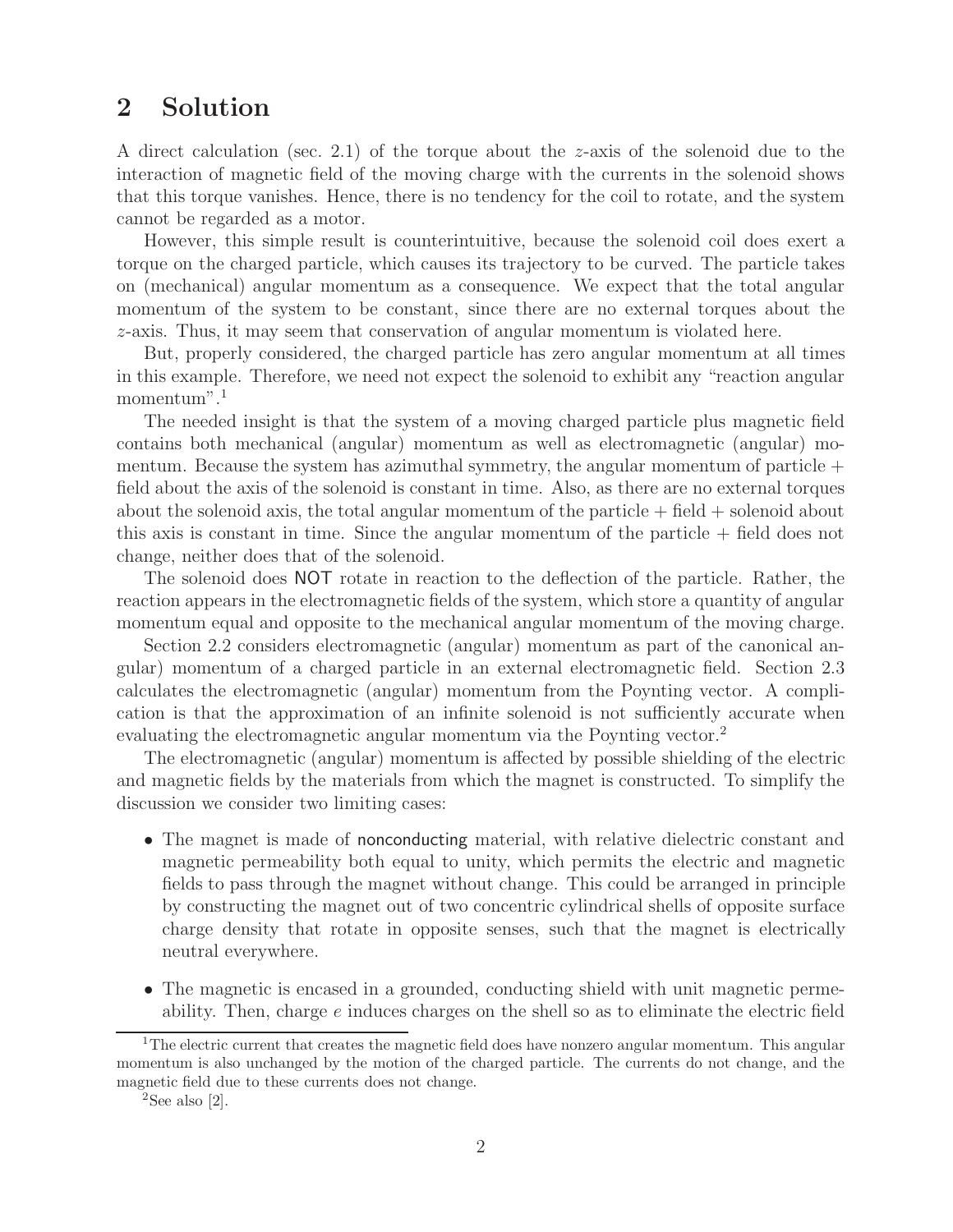## 2 Solution

A direct calculation (sec. 2.1) of the torque about the $z$-axis of the solenoid due to the interaction of magnetic field of the moving charge with the currents in the solenoid shows that this torque vanishes. Hence, there is no tendency for the coil to rotate, and the system cannot be regarded as a motor.

However, this simple result is counterintuitive, because the solenoid coil does exert a torque on the charged particle, which causes its trajectory to be curved. The particle takes on (mechanical) angular momentum as a consequence. We expect that the total angular momentum of the system to be constant, since there are no external torques about the $z$-axis. Thus, it may seem that conservation of angular momentum is violated here.

But, properly considered, the charged particle has zero angular momentum at all times in this example. Therefore, we need not expect the solenoid to exhibit any "reaction angular momentum".[1]

The needed insight is that the system of a moving charged particle plus magnetic field contains both mechanical (angular) momentum as well as electromagnetic (angular) momentum. Because the system has azimuthal symmetry, the angular momentum of particle + field about the axis of the solenoid is constant in time. Also, as there are no external torques about the solenoid axis, the total angular momentum of the particle + field + solenoid about this axis is constant in time. Since the angular momentum of the particle + field does not change, neither does that of the solenoid.

The solenoid does NOT rotate in reaction to the deflection of the particle. Rather, the reaction appears in the electromagnetic fields of the system, which store a quantity of angular momentum equal and opposite to the mechanical angular momentum of the moving charge.

Section 2.2 considers electromagnetic (angular) momentum as part of the canonical angular) momentum of a charged particle in an external electromagnetic field. Section 2.3 calculates the electromagnetic (angular) momentum from the Poynting vector. A complication is that the approximation of an infinite solenoid is not sufficiently accurate when evaluating the electromagnetic angular momentum via the Poynting vector.[2]

The electromagnetic (angular) momentum is affected by possible shielding of the electric and magnetic fields by the materials from which the magnet is constructed. To simplify the discussion we consider two limiting cases:

- The magnet is made of nonconducting material, with relative dielectric constant and magnetic permeability both equal to unity, which permits the electric and magnetic fields to pass through the magnet without change. This could be arranged in principle by constructing the magnet out of two concentric cylindrical shells of opposite surface charge density that rotate in opposite senses, such that the magnet is electrically neutral everywhere.
- The magnetic is encased in a grounded, conducting shield with unit magnetic permeability. Then, charge $e$ induces charges on the shell so as to eliminate the electric field

[1] The electric current that creates the magnetic field does have nonzero angular momentum. This angular momentum is also unchanged by the motion of the charged particle. The currents do not change, and the magnetic field due to these currents does not change.

[2] See also [2].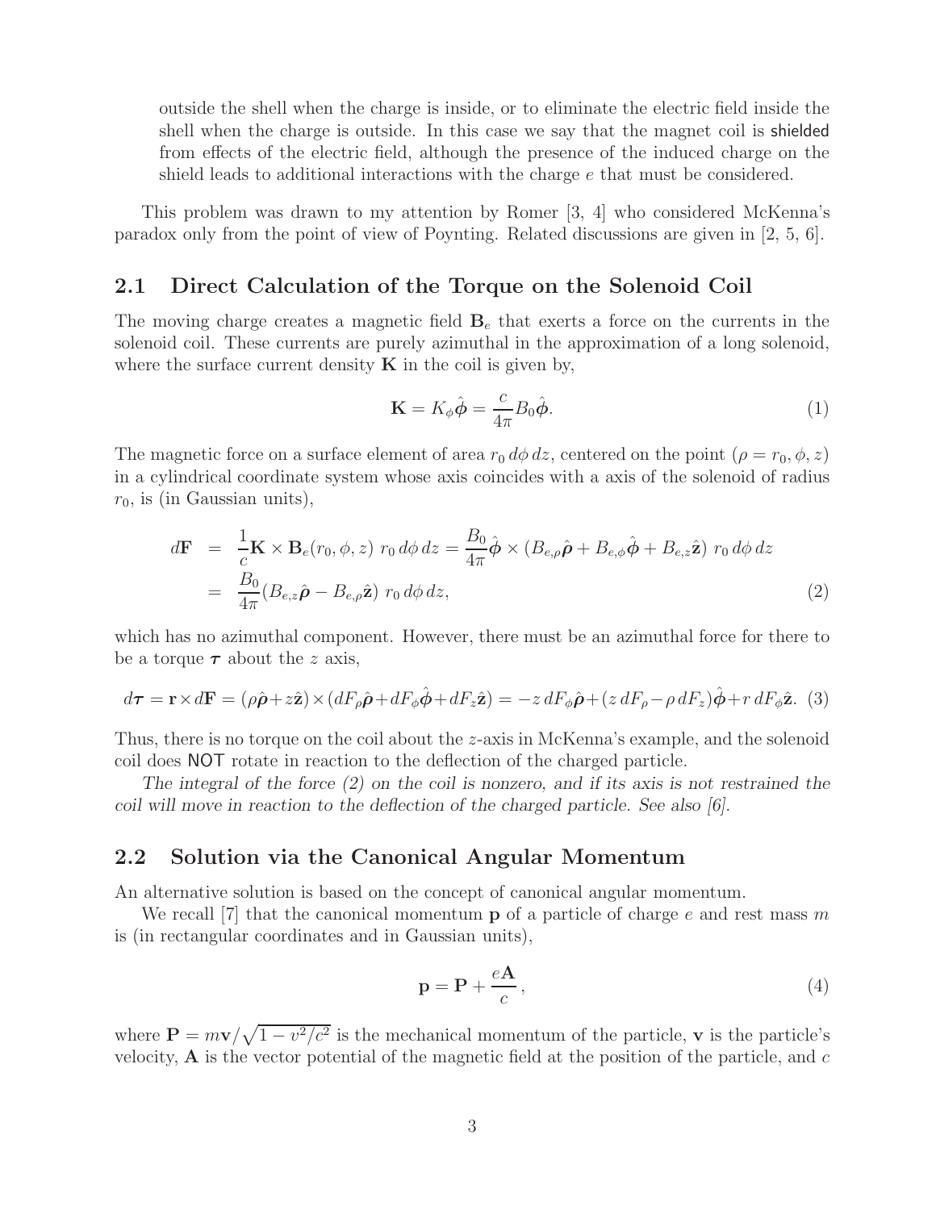outside the shell when the charge is inside, or to eliminate the electric field inside the shell when the charge is outside. In this case we say that the magnet coil is shielded from effects of the electric field, although the presence of the induced charge on the shield leads to additional interactions with the charge $e$ that must be considered.

This problem was drawn to my attention by Romer [3, 4] who considered McKenna's paradox only from the point of view of Poynting. Related discussions are given in [2, 5, 6].

## 2.1 Direct Calculation of the Torque on the Solenoid Coil

The moving charge creates a magnetic field $\mathbf{B}_e$ that exerts a force on the currents in the solenoid coil. These currents are purely azimuthal in the approximation of a long solenoid, where the surface current density $\mathbf{K}$ in the coil is given by,

$$\mathbf{K} = K_\phi \hat{\boldsymbol{\phi}} = \frac{c}{4\pi} B_0 \hat{\boldsymbol{\phi}}. \tag{1}$$

The magnetic force on a surface element of area $r_0\, d\phi\, dz$, centered on the point $(\rho = r_0, \phi, z)$ in a cylindrical coordinate system whose axis coincides with a axis of the solenoid of radius $r_0$, is (in Gaussian units),

$$\begin{aligned} d\mathbf{F} &= \frac{1}{c}\mathbf{K} \times \mathbf{B}_e(r_0, \phi, z)\; r_0\, d\phi\, dz = \frac{B_0}{4\pi}\hat{\boldsymbol{\phi}} \times (B_{e,\rho}\hat{\boldsymbol{\rho}} + B_{e,\phi}\hat{\boldsymbol{\phi}} + B_{e,z}\hat{\mathbf{z}})\; r_0\, d\phi\, dz \\ &= \frac{B_0}{4\pi}(B_{e,z}\hat{\boldsymbol{\rho}} - B_{e,\rho}\hat{\mathbf{z}})\; r_0\, d\phi\, dz, \end{aligned} \tag{2}$$

which has no azimuthal component. However, there must be an azimuthal force for there to be a torque $\boldsymbol{\tau}$ about the $z$ axis,

$$d\boldsymbol{\tau} = \mathbf{r} \times d\mathbf{F} = (\rho\hat{\boldsymbol{\rho}} + z\hat{\mathbf{z}}) \times (dF_\rho\hat{\boldsymbol{\rho}} + dF_\phi\hat{\boldsymbol{\phi}} + dF_z\hat{\mathbf{z}}) = -z\, dF_\phi\hat{\boldsymbol{\rho}} + (z\, dF_\rho - \rho\, dF_z)\hat{\boldsymbol{\phi}} + r\, dF_\phi\hat{\mathbf{z}}. \tag{3}$$

Thus, there is no torque on the coil about the $z$-axis in McKenna's example, and the solenoid coil does NOT rotate in reaction to the deflection of the charged particle.

*The integral of the force (2) on the coil is nonzero, and if its axis is not restrained the coil will move in reaction to the deflection of the charged particle. See also [6].*

## 2.2 Solution via the Canonical Angular Momentum

An alternative solution is based on the concept of canonical angular momentum.

We recall [7] that the canonical momentum $\mathbf{p}$ of a particle of charge $e$ and rest mass $m$ is (in rectangular coordinates and in Gaussian units),

$$\mathbf{p} = \mathbf{P} + \frac{e\mathbf{A}}{c}, \tag{4}$$

where $\mathbf{P} = m\mathbf{v}/\sqrt{1 - v^2/c^2}$ is the mechanical momentum of the particle, $\mathbf{v}$ is the particle's velocity, $\mathbf{A}$ is the vector potential of the magnetic field at the position of the particle, and $c$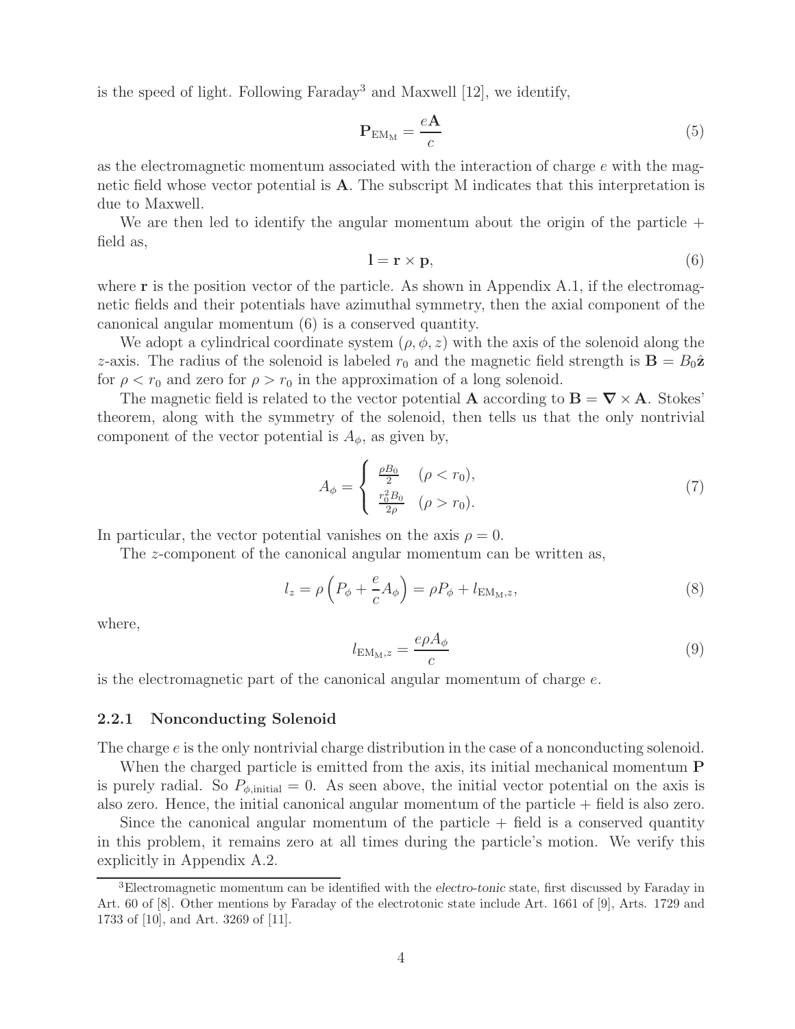is the speed of light. Following Faraday[3] and Maxwell [12], we identify,

$$
\mathbf{P}_{\mathrm{EM_M}} = \frac{e\mathbf{A}}{c} \tag{5}
$$

as the electromagnetic momentum associated with the interaction of charge $e$ with the magnetic field whose vector potential is $\mathbf{A}$. The subscript M indicates that this interpretation is due to Maxwell.

We are then led to identify the angular momentum about the origin of the particle + field as,

$$
\mathbf{l} = \mathbf{r} \times \mathbf{p}, \tag{6}
$$

where $\mathbf{r}$ is the position vector of the particle. As shown in Appendix A.1, if the electromagnetic fields and their potentials have azimuthal symmetry, then the axial component of the canonical angular momentum (6) is a conserved quantity.

We adopt a cylindrical coordinate system $(\rho, \phi, z)$ with the axis of the solenoid along the $z$-axis. The radius of the solenoid is labeled $r_0$ and the magnetic field strength is $\mathbf{B} = B_0\hat{\mathbf{z}}$ for $\rho < r_0$ and zero for $\rho > r_0$ in the approximation of a long solenoid.

The magnetic field is related to the vector potential $\mathbf{A}$ according to $\mathbf{B} = \boldsymbol{\nabla} \times \mathbf{A}$. Stokes' theorem, along with the symmetry of the solenoid, then tells us that the only nontrivial component of the vector potential is $A_\phi$, as given by,

$$
A_\phi = \begin{cases} \frac{\rho B_0}{2} & (\rho < r_0), \\ \frac{r_0^2 B_0}{2\rho} & (\rho > r_0). \end{cases} \tag{7}
$$

In particular, the vector potential vanishes on the axis $\rho = 0$.

The $z$-component of the canonical angular momentum can be written as,

$$
l_z = \rho\left(P_\phi + \frac{e}{c}A_\phi\right) = \rho P_\phi + l_{\mathrm{EM_M},z}, \tag{8}
$$

where,

$$
l_{\mathrm{EM_M},z} = \frac{e\rho A_\phi}{c} \tag{9}
$$

is the electromagnetic part of the canonical angular momentum of charge $e$.

### 2.2.1 Nonconducting Solenoid

The charge $e$ is the only nontrivial charge distribution in the case of a nonconducting solenoid.

When the charged particle is emitted from the axis, its initial mechanical momentum $\mathbf{P}$ is purely radial. So $P_{\phi,\mathrm{initial}} = 0$. As seen above, the initial vector potential on the axis is also zero. Hence, the initial canonical angular momentum of the particle + field is also zero.

Since the canonical angular momentum of the particle + field is a conserved quantity in this problem, it remains zero at all times during the particle's motion. We verify this explicitly in Appendix A.2.

[3] Electromagnetic momentum can be identified with the *electro-tonic* state, first discussed by Faraday in Art. 60 of [8]. Other mentions by Faraday of the electrotonic state include Art. 1661 of [9], Arts. 1729 and 1733 of [10], and Art. 3269 of [11].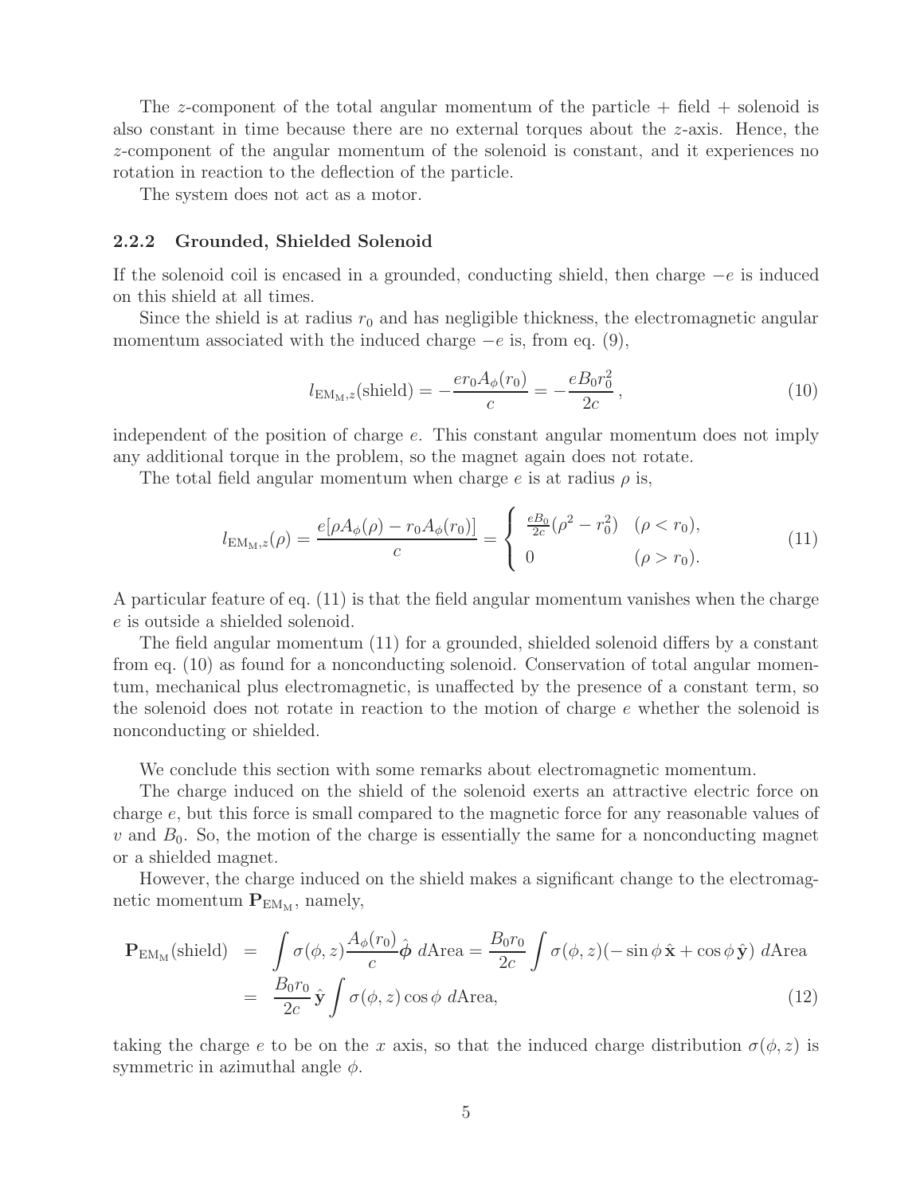The $z$-component of the total angular momentum of the particle + field + solenoid is also constant in time because there are no external torques about the $z$-axis. Hence, the $z$-component of the angular momentum of the solenoid is constant, and it experiences no rotation in reaction to the deflection of the particle.

The system does not act as a motor.

### 2.2.2 Grounded, Shielded Solenoid

If the solenoid coil is encased in a grounded, conducting shield, then charge $-e$ is induced on this shield at all times.

Since the shield is at radius $r_0$ and has negligible thickness, the electromagnetic angular momentum associated with the induced charge $-e$ is, from eq. (9),

$$l_{\mathrm{EM_M},z}(\mathrm{shield}) = -\frac{e r_0 A_\phi(r_0)}{c} = -\frac{e B_0 r_0^2}{2c}\,, \tag{10}$$

independent of the position of charge $e$. This constant angular momentum does not imply any additional torque in the problem, so the magnet again does not rotate.

The total field angular momentum when charge $e$ is at radius $\rho$ is,

$$l_{\mathrm{EM_M},z}(\rho) = \frac{e[\rho A_\phi(\rho) - r_0 A_\phi(r_0)]}{c} = \begin{cases} \frac{eB_0}{2c}(\rho^2 - r_0^2) & (\rho < r_0), \\ 0 & (\rho > r_0). \end{cases} \tag{11}$$

A particular feature of eq. (11) is that the field angular momentum vanishes when the charge $e$ is outside a shielded solenoid.

The field angular momentum (11) for a grounded, shielded solenoid differs by a constant from eq. (10) as found for a nonconducting solenoid. Conservation of total angular momentum, mechanical plus electromagnetic, is unaffected by the presence of a constant term, so the solenoid does not rotate in reaction to the motion of charge $e$ whether the solenoid is nonconducting or shielded.

We conclude this section with some remarks about electromagnetic momentum.

The charge induced on the shield of the solenoid exerts an attractive electric force on charge $e$, but this force is small compared to the magnetic force for any reasonable values of $v$ and $B_0$. So, the motion of the charge is essentially the same for a nonconducting magnet or a shielded magnet.

However, the charge induced on the shield makes a significant change to the electromagnetic momentum $\mathbf{P}_{\mathrm{EM_M}}$, namely,

$$\begin{aligned}\mathbf{P}_{\mathrm{EM_M}}(\mathrm{shield}) &= \int \sigma(\phi, z)\frac{A_\phi(r_0)}{c}\hat{\boldsymbol{\phi}}\; d\mathrm{Area} = \frac{B_0 r_0}{2c}\int \sigma(\phi, z)(-\sin\phi\,\hat{\mathbf{x}} + \cos\phi\,\hat{\mathbf{y}})\; d\mathrm{Area} \\ &= \frac{B_0 r_0}{2c}\,\hat{\mathbf{y}}\int \sigma(\phi, z)\cos\phi\; d\mathrm{Area},\end{aligned} \tag{12}$$

taking the charge $e$ to be on the $x$ axis, so that the induced charge distribution $\sigma(\phi, z)$ is symmetric in azimuthal angle $\phi$.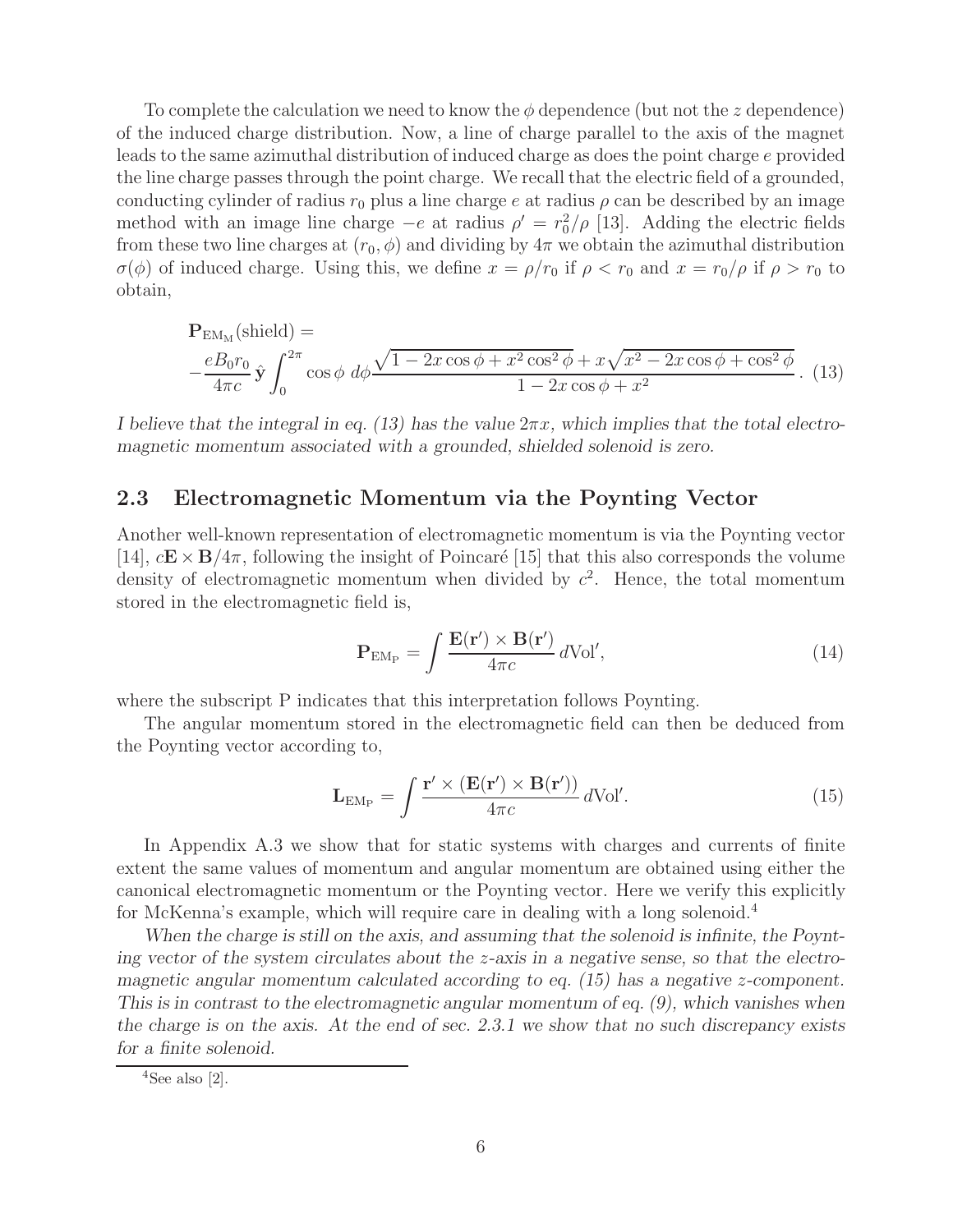To complete the calculation we need to know the $\phi$ dependence (but not the $z$ dependence) of the induced charge distribution. Now, a line of charge parallel to the axis of the magnet leads to the same azimuthal distribution of induced charge as does the point charge $e$ provided the line charge passes through the point charge. We recall that the electric field of a grounded, conducting cylinder of radius $r_0$ plus a line charge $e$ at radius $\rho$ can be described by an image method with an image line charge $-e$ at radius $\rho' = r_0^2/\rho$ [13]. Adding the electric fields from these two line charges at $(r_0, \phi)$ and dividing by $4\pi$ we obtain the azimuthal distribution $\sigma(\phi)$ of induced charge. Using this, we define $x = \rho/r_0$ if $\rho < r_0$ and $x = r_0/\rho$ if $\rho > r_0$ to obtain,

$$
\mathbf{P}_{\mathrm{EM_M}}(\text{shield}) = \\
-\frac{eB_0 r_0}{4\pi c}\,\hat{\mathbf{y}} \int_0^{2\pi} \cos\phi \; d\phi \frac{\sqrt{1 - 2x\cos\phi + x^2\cos^2\phi} + x\sqrt{x^2 - 2x\cos\phi + \cos^2\phi}}{1 - 2x\cos\phi + x^2}. \quad (13)
$$

*I believe that the integral in eq. (13) has the value $2\pi x$, which implies that the total electromagnetic momentum associated with a grounded, shielded solenoid is zero.*

## 2.3 Electromagnetic Momentum via the Poynting Vector

Another well-known representation of electromagnetic momentum is via the Poynting vector [14], $c\mathbf{E} \times \mathbf{B}/4\pi$, following the insight of Poincaré [15] that this also corresponds the volume density of electromagnetic momentum when divided by $c^2$. Hence, the total momentum stored in the electromagnetic field is,

$$
\mathbf{P}_{\mathrm{EM_P}} = \int \frac{\mathbf{E}(\mathbf{r}') \times \mathbf{B}(\mathbf{r}')}{4\pi c}\, d\mathrm{Vol}', \quad (14)
$$

where the subscript P indicates that this interpretation follows Poynting.

The angular momentum stored in the electromagnetic field can then be deduced from the Poynting vector according to,

$$
\mathbf{L}_{\mathrm{EM_P}} = \int \frac{\mathbf{r}' \times (\mathbf{E}(\mathbf{r}') \times \mathbf{B}(\mathbf{r}'))}{4\pi c}\, d\mathrm{Vol}'. \quad (15)
$$

In Appendix A.3 we show that for static systems with charges and currents of finite extent the same values of momentum and angular momentum are obtained using either the canonical electromagnetic momentum or the Poynting vector. Here we verify this explicitly for McKenna's example, which will require care in dealing with a long solenoid.[4]

*When the charge is still on the axis, and assuming that the solenoid is infinite, the Poynting vector of the system circulates about the $z$-axis in a negative sense, so that the electromagnetic angular momentum calculated according to eq. (15) has a negative $z$-component. This is in contrast to the electromagnetic angular momentum of eq. (9), which vanishes when the charge is on the axis. At the end of sec. 2.3.1 we show that no such discrepancy exists for a finite solenoid.*

[4] See also [2].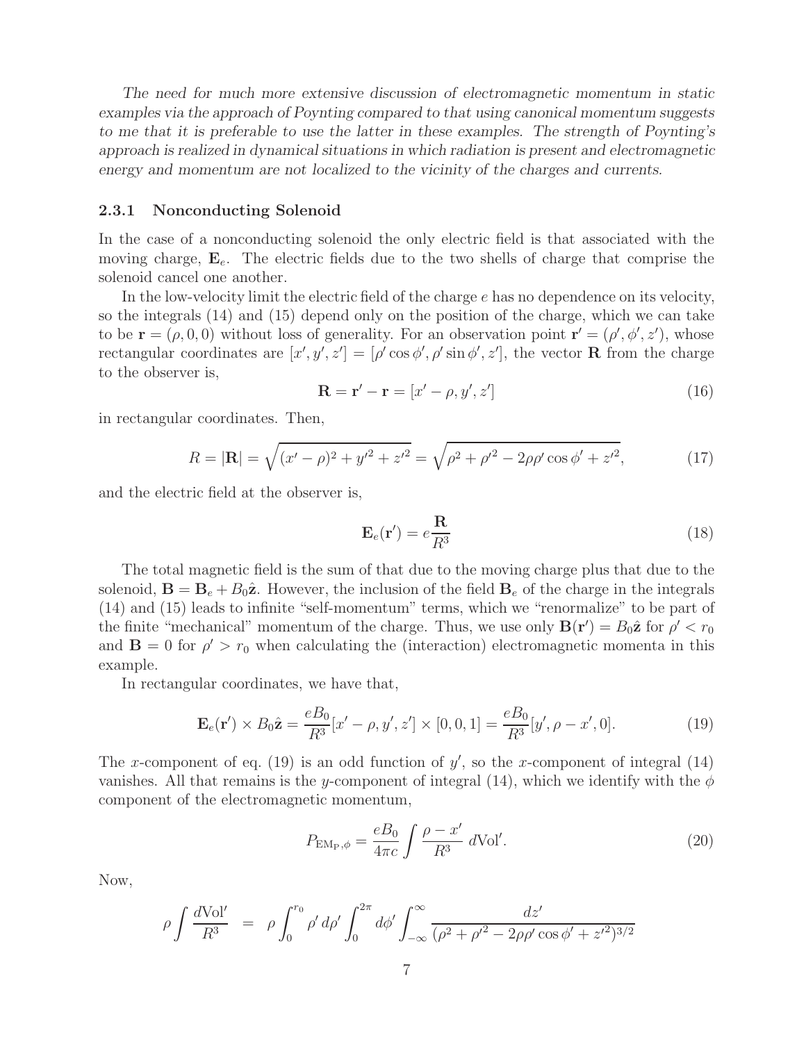*The need for much more extensive discussion of electromagnetic momentum in static examples via the approach of Poynting compared to that using canonical momentum suggests to me that it is preferable to use the latter in these examples. The strength of Poynting's approach is realized in dynamical situations in which radiation is present and electromagnetic energy and momentum are not localized to the vicinity of the charges and currents.*

### 2.3.1 Nonconducting Solenoid

In the case of a nonconducting solenoid the only electric field is that associated with the moving charge, $\mathbf{E}_e$. The electric fields due to the two shells of charge that comprise the solenoid cancel one another.

In the low-velocity limit the electric field of the charge $e$ has no dependence on its velocity, so the integrals (14) and (15) depend only on the position of the charge, which we can take to be $\mathbf{r} = (\rho, 0, 0)$ without loss of generality. For an observation point $\mathbf{r}' = (\rho', \phi', z')$, whose rectangular coordinates are $[x', y', z'] = [\rho' \cos\phi', \rho' \sin\phi', z']$, the vector $\mathbf{R}$ from the charge to the observer is,

$$\mathbf{R} = \mathbf{r}' - \mathbf{r} = [x' - \rho, y', z'] \tag{16}$$

in rectangular coordinates. Then,

$$R = |\mathbf{R}| = \sqrt{(x' - \rho)^2 + y'^2 + z'^2} = \sqrt{\rho^2 + \rho'^2 - 2\rho\rho' \cos\phi' + z'^2}, \tag{17}$$

and the electric field at the observer is,

$$\mathbf{E}_e(\mathbf{r}') = e\frac{\mathbf{R}}{R^3} \tag{18}$$

The total magnetic field is the sum of that due to the moving charge plus that due to the solenoid, $\mathbf{B} = \mathbf{B}_e + B_0\hat{\mathbf{z}}$. However, the inclusion of the field $\mathbf{B}_e$ of the charge in the integrals (14) and (15) leads to infinite "self-momentum" terms, which we "renormalize" to be part of the finite "mechanical" momentum of the charge. Thus, we use only $\mathbf{B}(\mathbf{r}') = B_0\hat{\mathbf{z}}$ for $\rho' < r_0$ and $\mathbf{B} = 0$ for $\rho' > r_0$ when calculating the (interaction) electromagnetic momenta in this example.

In rectangular coordinates, we have that,

$$\mathbf{E}_e(\mathbf{r}') \times B_0\hat{\mathbf{z}} = \frac{eB_0}{R^3}[x' - \rho, y', z'] \times [0, 0, 1] = \frac{eB_0}{R^3}[y', \rho - x', 0]. \tag{19}$$

The $x$-component of eq. (19) is an odd function of $y'$, so the $x$-component of integral (14) vanishes. All that remains is the $y$-component of integral (14), which we identify with the $\phi$ component of the electromagnetic momentum,

$$P_{\mathrm{EM_P},\phi} = \frac{eB_0}{4\pi c} \int \frac{\rho - x'}{R^3}\, d\mathrm{Vol}'. \tag{20}$$

Now,

$$\rho \int \frac{d\mathrm{Vol}'}{R^3} = \rho \int_0^{r_0} \rho'\, d\rho' \int_0^{2\pi} d\phi' \int_{-\infty}^{\infty} \frac{dz'}{(\rho^2 + \rho'^2 - 2\rho\rho' \cos\phi' + z'^2)^{3/2}}$$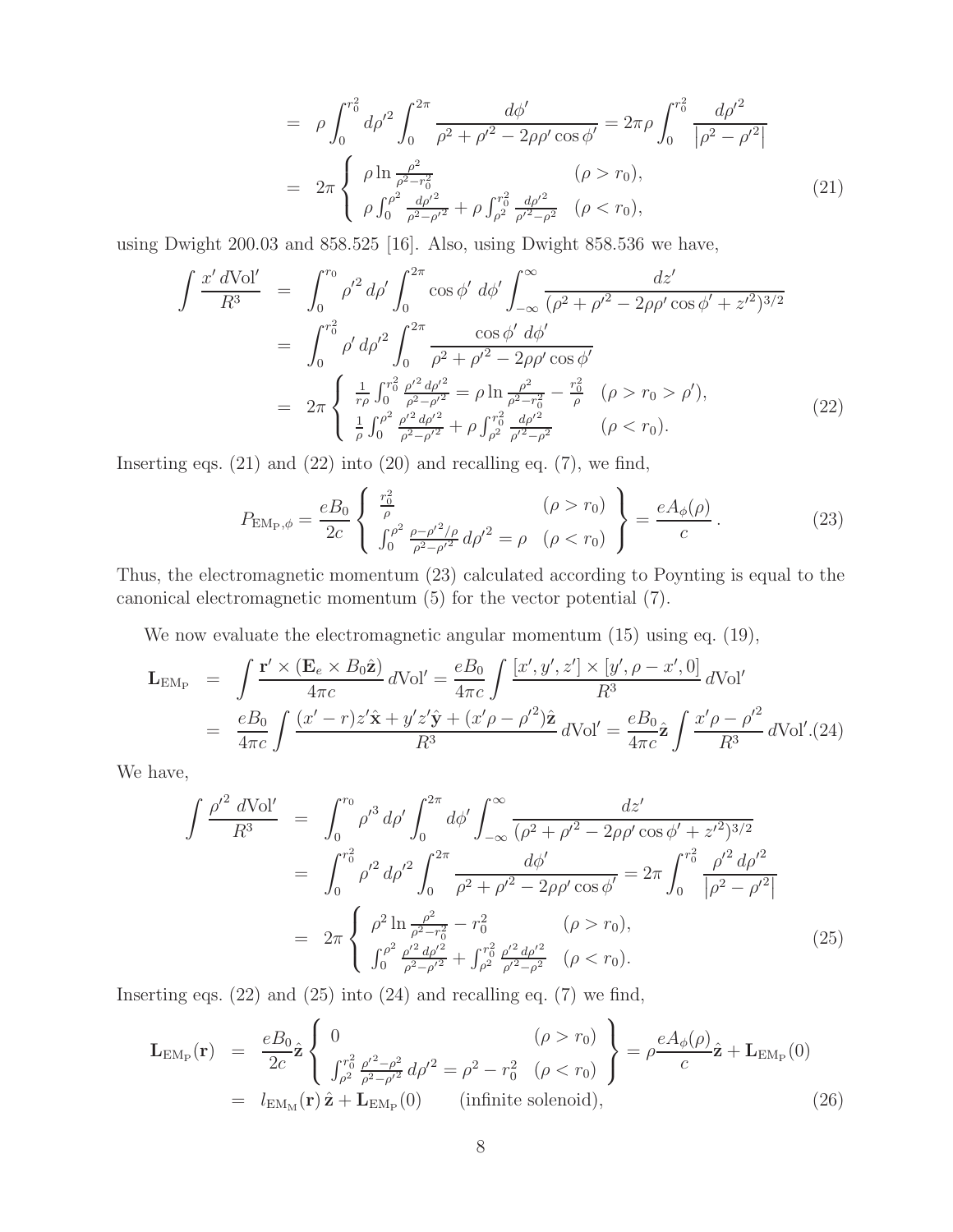$$
\begin{aligned}
&= \rho \int_0^{r_0^2} d\rho'^2 \int_0^{2\pi} \frac{d\phi'}{\rho^2 + \rho'^2 - 2\rho\rho' \cos\phi'} = 2\pi\rho \int_0^{r_0^2} \frac{d\rho'^2}{\left|\rho^2 - \rho'^2\right|} \\
&= 2\pi \left\{ \begin{array}{ll} \rho \ln \frac{\rho^2}{\rho^2 - r_0^2} & (\rho > r_0), \\ \rho \int_0^{\rho^2} \frac{d\rho'^2}{\rho^2 - \rho'^2} + \rho \int_{\rho^2}^{r_0^2} \frac{d\rho'^2}{\rho'^2 - \rho^2} & (\rho < r_0), \end{array} \right. \qquad (21)
\end{aligned}
$$

using Dwight 200.03 and 858.525 [16]. Also, using Dwight 858.536 we have,

$$
\begin{aligned}
\int \frac{x'\, d\text{Vol}'}{R^3} &= \int_0^{r_0} \rho'^2\, d\rho' \int_0^{2\pi} \cos\phi'\, d\phi' \int_{-\infty}^{\infty} \frac{dz'}{(\rho^2 + \rho'^2 - 2\rho\rho'\cos\phi' + z'^2)^{3/2}} \\
&= \int_0^{r_0^2} \rho'\, d\rho'^2 \int_0^{2\pi} \frac{\cos\phi'\, d\phi'}{\rho^2 + \rho'^2 - 2\rho\rho'\cos\phi'} \\
&= 2\pi \left\{ \begin{array}{ll} \frac{1}{r\rho} \int_0^{r_0^2} \frac{\rho'^2\, d\rho'^2}{\rho^2 - \rho'^2} = \rho \ln \frac{\rho^2}{\rho^2 - r_0^2} - \frac{r_0^2}{\rho} & (\rho > r_0 > \rho'), \\ \frac{1}{\rho} \int_0^{\rho^2} \frac{\rho'^2\, d\rho'^2}{\rho^2 - \rho'^2} + \rho \int_{\rho^2}^{r_0^2} \frac{d\rho'^2}{\rho'^2 - \rho^2} & (\rho < r_0). \end{array} \right. \qquad (22)
\end{aligned}
$$

Inserting eqs. (21) and (22) into (20) and recalling eq. (7), we find,

$$
P_{\text{EM}_\text{P},\phi} = \frac{eB_0}{2c} \left\{ \begin{array}{ll} \frac{r_0^2}{\rho} & (\rho > r_0) \\ \int_0^{\rho^2} \frac{\rho - \rho'^2/\rho}{\rho^2 - \rho'^2}\, d\rho'^2 = \rho & (\rho < r_0) \end{array} \right\} = \frac{eA_\phi(\rho)}{c}. \qquad (23)
$$

Thus, the electromagnetic momentum (23) calculated according to Poynting is equal to the canonical electromagnetic momentum (5) for the vector potential (7).

We now evaluate the electromagnetic angular momentum (15) using eq. (19),

$$
\begin{aligned}
\mathbf{L}_{\text{EM}_\text{P}} &= \int \frac{\mathbf{r}' \times (\mathbf{E}_e \times B_0 \hat{\mathbf{z}})}{4\pi c}\, d\text{Vol}' = \frac{eB_0}{4\pi c} \int \frac{[x', y', z'] \times [y', \rho - x', 0]}{R^3}\, d\text{Vol}' \\
&= \frac{eB_0}{4\pi c} \int \frac{(x' - r)z'\hat{\mathbf{x}} + y'z'\hat{\mathbf{y}} + (x'\rho - \rho'^2)\hat{\mathbf{z}}}{R^3}\, d\text{Vol}' = \frac{eB_0}{4\pi c} \hat{\mathbf{z}} \int \frac{x'\rho - \rho'^2}{R^3}\, d\text{Vol}'. \qquad (24)
\end{aligned}
$$

We have,

$$
\begin{aligned}
\int \frac{\rho'^2\, d\text{Vol}'}{R^3} &= \int_0^{r_0} \rho'^3\, d\rho' \int_0^{2\pi} d\phi' \int_{-\infty}^{\infty} \frac{dz'}{(\rho^2 + \rho'^2 - 2\rho\rho'\cos\phi' + z'^2)^{3/2}} \\
&= \int_0^{r_0^2} \rho'^2\, d\rho'^2 \int_0^{2\pi} \frac{d\phi'}{\rho^2 + \rho'^2 - 2\rho\rho'\cos\phi'} = 2\pi \int_0^{r_0^2} \frac{\rho'^2\, d\rho'^2}{\left|\rho^2 - \rho'^2\right|} \\
&= 2\pi \left\{ \begin{array}{ll} \rho^2 \ln \frac{\rho^2}{\rho^2 - r_0^2} - r_0^2 & (\rho > r_0), \\ \int_0^{\rho^2} \frac{\rho'^2\, d\rho'^2}{\rho^2 - \rho'^2} + \int_{\rho^2}^{r_0^2} \frac{\rho'^2\, d\rho'^2}{\rho'^2 - \rho^2} & (\rho < r_0). \end{array} \right. \qquad (25)
\end{aligned}
$$

Inserting eqs. (22) and (25) into (24) and recalling eq. (7) we find,

$$
\begin{aligned}
\mathbf{L}_{\text{EM}_\text{P}}(\mathbf{r}) &= \frac{eB_0}{2c} \hat{\mathbf{z}} \left\{ \begin{array}{ll} 0 & (\rho > r_0) \\ \int_{\rho^2}^{r_0^2} \frac{\rho'^2 - \rho^2}{\rho^2 - \rho'^2}\, d\rho'^2 = \rho^2 - r_0^2 & (\rho < r_0) \end{array} \right\} = \rho \frac{eA_\phi(\rho)}{c} \hat{\mathbf{z}} + \mathbf{L}_{\text{EM}_\text{P}}(0) \\
&= l_{\text{EM}_\text{M}}(\mathbf{r})\, \hat{\mathbf{z}} + \mathbf{L}_{\text{EM}_\text{P}}(0) \qquad \text{(infinite solenoid)}, \qquad (26)
\end{aligned}
$$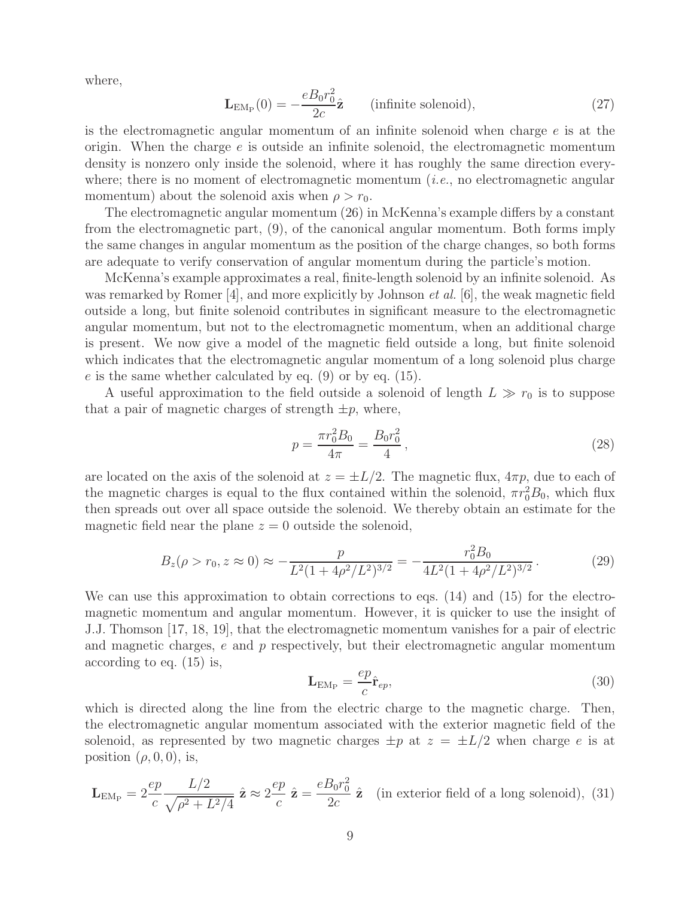where,

$$\mathbf{L}_{\mathrm{EM_P}}(0) = -\frac{eB_0 r_0^2}{2c}\hat{\mathbf{z}} \qquad \text{(infinite solenoid)}, \tag{27}$$

is the electromagnetic angular momentum of an infinite solenoid when charge $e$ is at the origin. When the charge $e$ is outside an infinite solenoid, the electromagnetic momentum density is nonzero only inside the solenoid, where it has roughly the same direction everywhere; there is no moment of electromagnetic momentum (*i.e.*, no electromagnetic angular momentum) about the solenoid axis when $\rho > r_0$.

The electromagnetic angular momentum (26) in McKenna's example differs by a constant from the electromagnetic part, (9), of the canonical angular momentum. Both forms imply the same changes in angular momentum as the position of the charge changes, so both forms are adequate to verify conservation of angular momentum during the particle's motion.

McKenna's example approximates a real, finite-length solenoid by an infinite solenoid. As was remarked by Romer [4], and more explicitly by Johnson *et al.* [6], the weak magnetic field outside a long, but finite solenoid contributes in significant measure to the electromagnetic angular momentum, but not to the electromagnetic momentum, when an additional charge is present. We now give a model of the magnetic field outside a long, but finite solenoid which indicates that the electromagnetic angular momentum of a long solenoid plus charge $e$ is the same whether calculated by eq. (9) or by eq. (15).

A useful approximation to the field outside a solenoid of length $L \gg r_0$ is to suppose that a pair of magnetic charges of strength $\pm p$, where,

$$p = \frac{\pi r_0^2 B_0}{4\pi} = \frac{B_0 r_0^2}{4}, \tag{28}$$

are located on the axis of the solenoid at $z = \pm L/2$. The magnetic flux, $4\pi p$, due to each of the magnetic charges is equal to the flux contained within the solenoid, $\pi r_0^2 B_0$, which flux then spreads out over all space outside the solenoid. We thereby obtain an estimate for the magnetic field near the plane $z = 0$ outside the solenoid,

$$B_z(\rho > r_0, z \approx 0) \approx -\frac{p}{L^2(1 + 4\rho^2/L^2)^{3/2}} = -\frac{r_0^2 B_0}{4L^2(1 + 4\rho^2/L^2)^{3/2}}. \tag{29}$$

We can use this approximation to obtain corrections to eqs. (14) and (15) for the electromagnetic momentum and angular momentum. However, it is quicker to use the insight of J.J. Thomson [17, 18, 19], that the electromagnetic momentum vanishes for a pair of electric and magnetic charges, $e$ and $p$ respectively, but their electromagnetic angular momentum according to eq. (15) is,

$$\mathbf{L}_{\mathrm{EM_P}} = \frac{ep}{c}\hat{\mathbf{r}}_{ep}, \tag{30}$$

which is directed along the line from the electric charge to the magnetic charge. Then, the electromagnetic angular momentum associated with the exterior magnetic field of the solenoid, as represented by two magnetic charges $\pm p$ at $z = \pm L/2$ when charge $e$ is at position $(\rho, 0, 0)$, is,

$$\mathbf{L}_{\mathrm{EM_P}} = 2\frac{ep}{c}\frac{L/2}{\sqrt{\rho^2 + L^2/4}}\,\hat{\mathbf{z}} \approx 2\frac{ep}{c}\,\hat{\mathbf{z}} = \frac{eB_0 r_0^2}{2c}\,\hat{\mathbf{z}} \quad \text{(in exterior field of a long solenoid)}, \tag{31}$$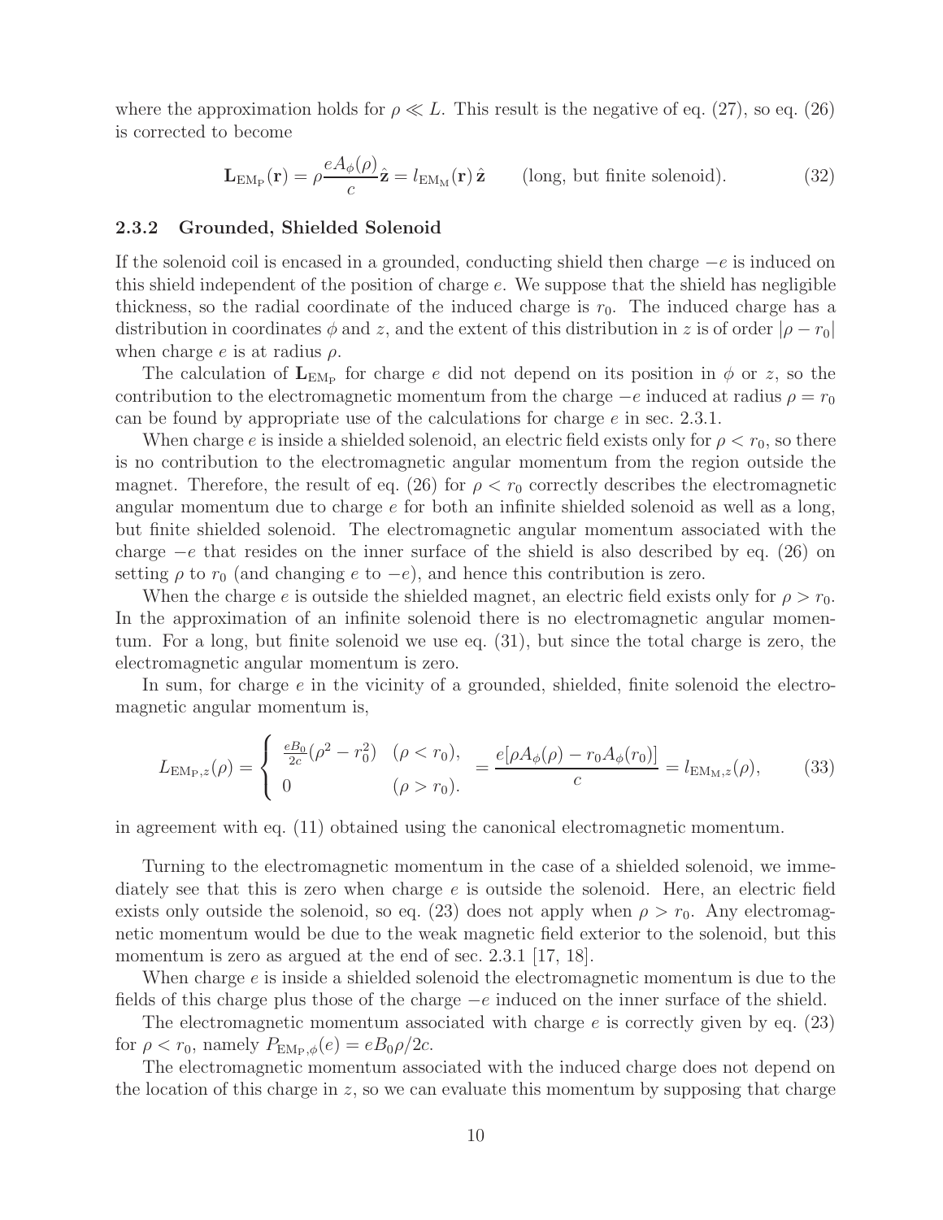where the approximation holds for $\rho \ll L$. This result is the negative of eq. (27), so eq. (26) is corrected to become

$$\mathbf{L}_{\rm EM_P}(\mathbf{r}) = \rho \frac{e A_\phi(\rho)}{c} \hat{\mathbf{z}} = l_{\rm EM_M}(\mathbf{r})\, \hat{\mathbf{z}} \qquad \text{(long, but finite solenoid)}. \tag{32}$$

### 2.3.2 Grounded, Shielded Solenoid

If the solenoid coil is encased in a grounded, conducting shield then charge $-e$ is induced on this shield independent of the position of charge $e$. We suppose that the shield has negligible thickness, so the radial coordinate of the induced charge is $r_0$. The induced charge has a distribution in coordinates $\phi$ and $z$, and the extent of this distribution in $z$ is of order $|\rho - r_0|$ when charge $e$ is at radius $\rho$.

The calculation of $\mathbf{L}_{\rm EM_P}$ for charge $e$ did not depend on its position in $\phi$ or $z$, so the contribution to the electromagnetic momentum from the charge $-e$ induced at radius $\rho = r_0$ can be found by appropriate use of the calculations for charge $e$ in sec. 2.3.1.

When charge $e$ is inside a shielded solenoid, an electric field exists only for $\rho < r_0$, so there is no contribution to the electromagnetic angular momentum from the region outside the magnet. Therefore, the result of eq. (26) for $\rho < r_0$ correctly describes the electromagnetic angular momentum due to charge $e$ for both an infinite shielded solenoid as well as a long, but finite shielded solenoid. The electromagnetic angular momentum associated with the charge $-e$ that resides on the inner surface of the shield is also described by eq. (26) on setting $\rho$ to $r_0$ (and changing $e$ to $-e$), and hence this contribution is zero.

When the charge $e$ is outside the shielded magnet, an electric field exists only for $\rho > r_0$. In the approximation of an infinite solenoid there is no electromagnetic angular momentum. For a long, but finite solenoid we use eq. (31), but since the total charge is zero, the electromagnetic angular momentum is zero.

In sum, for charge $e$ in the vicinity of a grounded, shielded, finite solenoid the electromagnetic angular momentum is,

$$L_{{\rm EM_P},z}(\rho) = \begin{cases} \frac{eB_0}{2c}(\rho^2 - r_0^2) & (\rho < r_0), \\ 0 & (\rho > r_0). \end{cases} = \frac{e[\rho A_\phi(\rho) - r_0 A_\phi(r_0)]}{c} = l_{{\rm EM_M},z}(\rho), \tag{33}$$

in agreement with eq. (11) obtained using the canonical electromagnetic momentum.

Turning to the electromagnetic momentum in the case of a shielded solenoid, we immediately see that this is zero when charge $e$ is outside the solenoid. Here, an electric field exists only outside the solenoid, so eq. (23) does not apply when $\rho > r_0$. Any electromagnetic momentum would be due to the weak magnetic field exterior to the solenoid, but this momentum is zero as argued at the end of sec. 2.3.1 [17, 18].

When charge $e$ is inside a shielded solenoid the electromagnetic momentum is due to the fields of this charge plus those of the charge $-e$ induced on the inner surface of the shield.

The electromagnetic momentum associated with charge $e$ is correctly given by eq. (23) for $\rho < r_0$, namely $P_{{\rm EM_P},\phi}(e) = eB_0\rho/2c$.

The electromagnetic momentum associated with the induced charge does not depend on the location of this charge in $z$, so we can evaluate this momentum by supposing that charge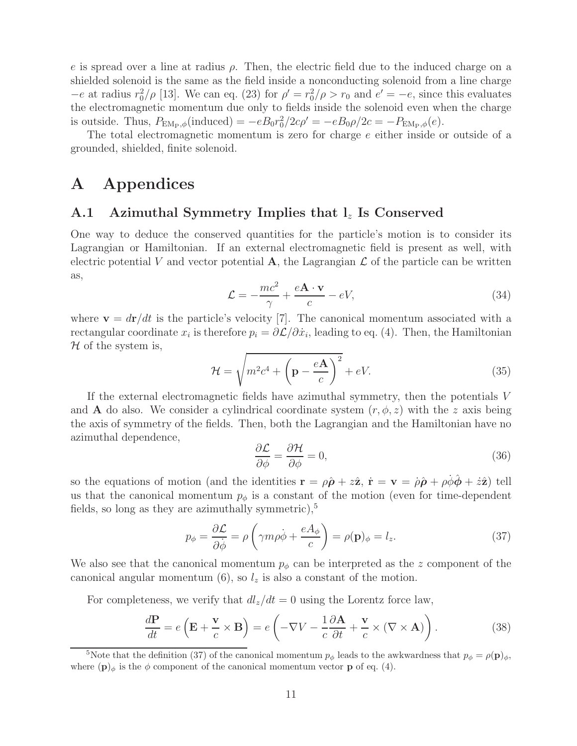$e$ is spread over a line at radius $\rho$. Then, the electric field due to the induced charge on a shielded solenoid is the same as the field inside a nonconducting solenoid from a line charge $-e$ at radius $r_0^2/\rho$ [13]. We can eq. (23) for $\rho' = r_0^2/\rho > r_0$ and $e' = -e$, since this evaluates the electromagnetic momentum due only to fields inside the solenoid even when the charge is outside. Thus, $P_{\mathrm{EM_P},\phi}(\text{induced}) = -eB_0 r_0^2/2c\rho' = -eB_0\rho/2c = -P_{\mathrm{EM_P},\phi}(e)$.

The total electromagnetic momentum is zero for charge $e$ either inside or outside of a grounded, shielded, finite solenoid.

# A Appendices

## A.1 Azimuthal Symmetry Implies that $l_z$ Is Conserved

One way to deduce the conserved quantities for the particle's motion is to consider its Lagrangian or Hamiltonian. If an external electromagnetic field is present as well, with electric potential $V$ and vector potential $\mathbf{A}$, the Lagrangian $\mathcal{L}$ of the particle can be written as,

$$\mathcal{L} = -\frac{mc^2}{\gamma} + \frac{e\mathbf{A}\cdot\mathbf{v}}{c} - eV, \tag{34}$$

where $\mathbf{v} = d\mathbf{r}/dt$ is the particle's velocity [7]. The canonical momentum associated with a rectangular coordinate $x_i$ is therefore $p_i = \partial\mathcal{L}/\partial\dot{x}_i$, leading to eq. (4). Then, the Hamiltonian $\mathcal{H}$ of the system is,

$$\mathcal{H} = \sqrt{m^2c^4 + \left(\mathbf{p} - \frac{e\mathbf{A}}{c}\right)^2} + eV. \tag{35}$$

If the external electromagnetic fields have azimuthal symmetry, then the potentials $V$ and $\mathbf{A}$ do also. We consider a cylindrical coordinate system $(r, \phi, z)$ with the $z$ axis being the axis of symmetry of the fields. Then, both the Lagrangian and the Hamiltonian have no azimuthal dependence,

$$\frac{\partial\mathcal{L}}{\partial\phi} = \frac{\partial\mathcal{H}}{\partial\phi} = 0, \tag{36}$$

so the equations of motion (and the identities $\mathbf{r} = \rho\hat{\boldsymbol{\rho}} + z\hat{\mathbf{z}}$, $\dot{\mathbf{r}} = \mathbf{v} = \dot{\rho}\hat{\boldsymbol{\rho}} + \rho\dot{\phi}\hat{\boldsymbol{\phi}} + \dot{z}\hat{\mathbf{z}}$) tell us that the canonical momentum $p_\phi$ is a constant of the motion (even for time-dependent fields, so long as they are azimuthally symmetric),[5]

$$p_\phi = \frac{\partial\mathcal{L}}{\partial\dot{\phi}} = \rho\left(\gamma m\rho\dot{\phi} + \frac{eA_\phi}{c}\right) = \rho(\mathbf{p})_\phi = l_z. \tag{37}$$

We also see that the canonical momentum $p_\phi$ can be interpreted as the $z$ component of the canonical angular momentum (6), so $l_z$ is also a constant of the motion.

For completeness, we verify that $dl_z/dt = 0$ using the Lorentz force law,

$$\frac{d\mathbf{P}}{dt} = e\left(\mathbf{E} + \frac{\mathbf{v}}{c}\times\mathbf{B}\right) = e\left(-\nabla V - \frac{1}{c}\frac{\partial\mathbf{A}}{\partial t} + \frac{\mathbf{v}}{c}\times(\nabla\times\mathbf{A})\right). \tag{38}$$

[5] Note that the definition (37) of the canonical momentum $p_\phi$ leads to the awkwardness that $p_\phi = \rho(\mathbf{p})_\phi$, where $(\mathbf{p})_\phi$ is the $\phi$ component of the canonical momentum vector $\mathbf{p}$ of eq. (4).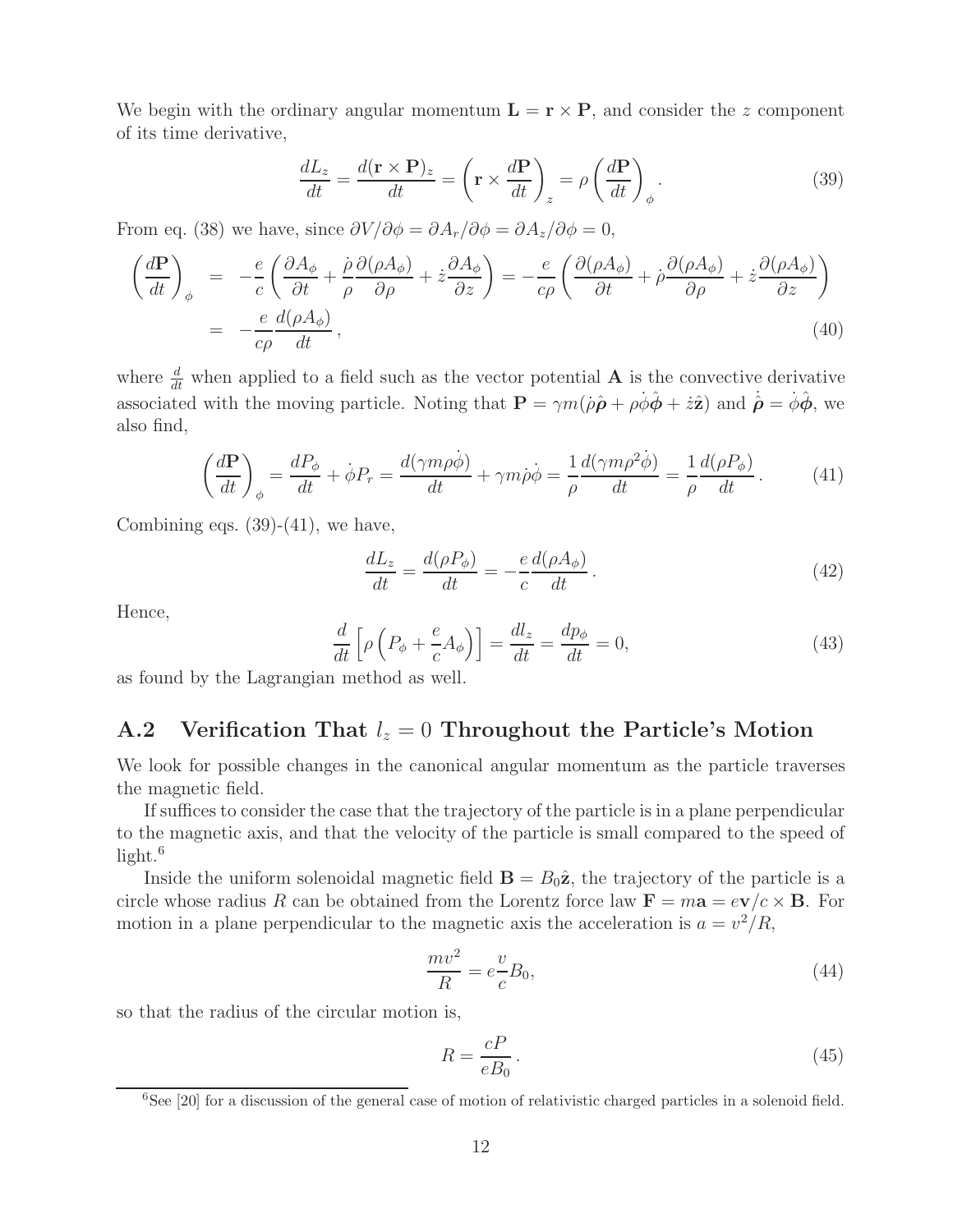We begin with the ordinary angular momentum $\mathbf{L} = \mathbf{r} \times \mathbf{P}$, and consider the $z$ component of its time derivative,

$$\frac{dL_z}{dt} = \frac{d(\mathbf{r} \times \mathbf{P})_z}{dt} = \left( \mathbf{r} \times \frac{d\mathbf{P}}{dt} \right)_z = \rho \left( \frac{d\mathbf{P}}{dt} \right)_\phi . \tag{39}$$

From eq. (38) we have, since $\partial V/\partial\phi = \partial A_r/\partial\phi = \partial A_z/\partial\phi = 0$,

$$\begin{aligned} \left( \frac{d\mathbf{P}}{dt} \right)_\phi &= -\frac{e}{c} \left( \frac{\partial A_\phi}{\partial t} + \frac{\dot{\rho}}{\rho} \frac{\partial(\rho A_\phi)}{\partial \rho} + \dot{z} \frac{\partial A_\phi}{\partial z} \right) = -\frac{e}{c\rho} \left( \frac{\partial(\rho A_\phi)}{\partial t} + \dot{\rho} \frac{\partial(\rho A_\phi)}{\partial \rho} + \dot{z} \frac{\partial(\rho A_\phi)}{\partial z} \right) \\ &= -\frac{e}{c\rho} \frac{d(\rho A_\phi)}{dt} , \end{aligned} \tag{40}$$

where $\frac{d}{dt}$ when applied to a field such as the vector potential $\mathbf{A}$ is the convective derivative associated with the moving particle. Noting that $\mathbf{P} = \gamma m(\dot{\rho}\hat{\boldsymbol{\rho}} + \rho\dot{\phi}\hat{\boldsymbol{\phi}} + \dot{z}\hat{\mathbf{z}})$ and $\dot{\hat{\boldsymbol{\rho}}} = \dot{\phi}\hat{\boldsymbol{\phi}}$, we also find,

$$\left( \frac{d\mathbf{P}}{dt} \right)_\phi = \frac{dP_\phi}{dt} + \dot{\phi} P_r = \frac{d(\gamma m \rho \dot{\phi})}{dt} + \gamma m \dot{\rho} \dot{\phi} = \frac{1}{\rho} \frac{d(\gamma m \rho^2 \dot{\phi})}{dt} = \frac{1}{\rho} \frac{d(\rho P_\phi)}{dt} . \tag{41}$$

Combining eqs. (39)-(41), we have,

$$\frac{dL_z}{dt} = \frac{d(\rho P_\phi)}{dt} = -\frac{e}{c} \frac{d(\rho A_\phi)}{dt} . \tag{42}$$

Hence,

$$\frac{d}{dt} \left[ \rho \left( P_\phi + \frac{e}{c} A_\phi \right) \right] = \frac{dl_z}{dt} = \frac{dp_\phi}{dt} = 0, \tag{43}$$

as found by the Lagrangian method as well.

## A.2 Verification That $l_z = 0$ Throughout the Particle's Motion

We look for possible changes in the canonical angular momentum as the particle traverses the magnetic field.

If suffices to consider the case that the trajectory of the particle is in a plane perpendicular to the magnetic axis, and that the velocity of the particle is small compared to the speed of light.[6]

Inside the uniform solenoidal magnetic field $\mathbf{B} = B_0\hat{\mathbf{z}}$, the trajectory of the particle is a circle whose radius $R$ can be obtained from the Lorentz force law $\mathbf{F} = m\mathbf{a} = e\mathbf{v}/c \times \mathbf{B}$. For motion in a plane perpendicular to the magnetic axis the acceleration is $a = v^2/R$,

$$\frac{mv^2}{R} = e\frac{v}{c} B_0, \tag{44}$$

so that the radius of the circular motion is,

$$R = \frac{cP}{eB_0} . \tag{45}$$

[6] See [20] for a discussion of the general case of motion of relativistic charged particles in a solenoid field.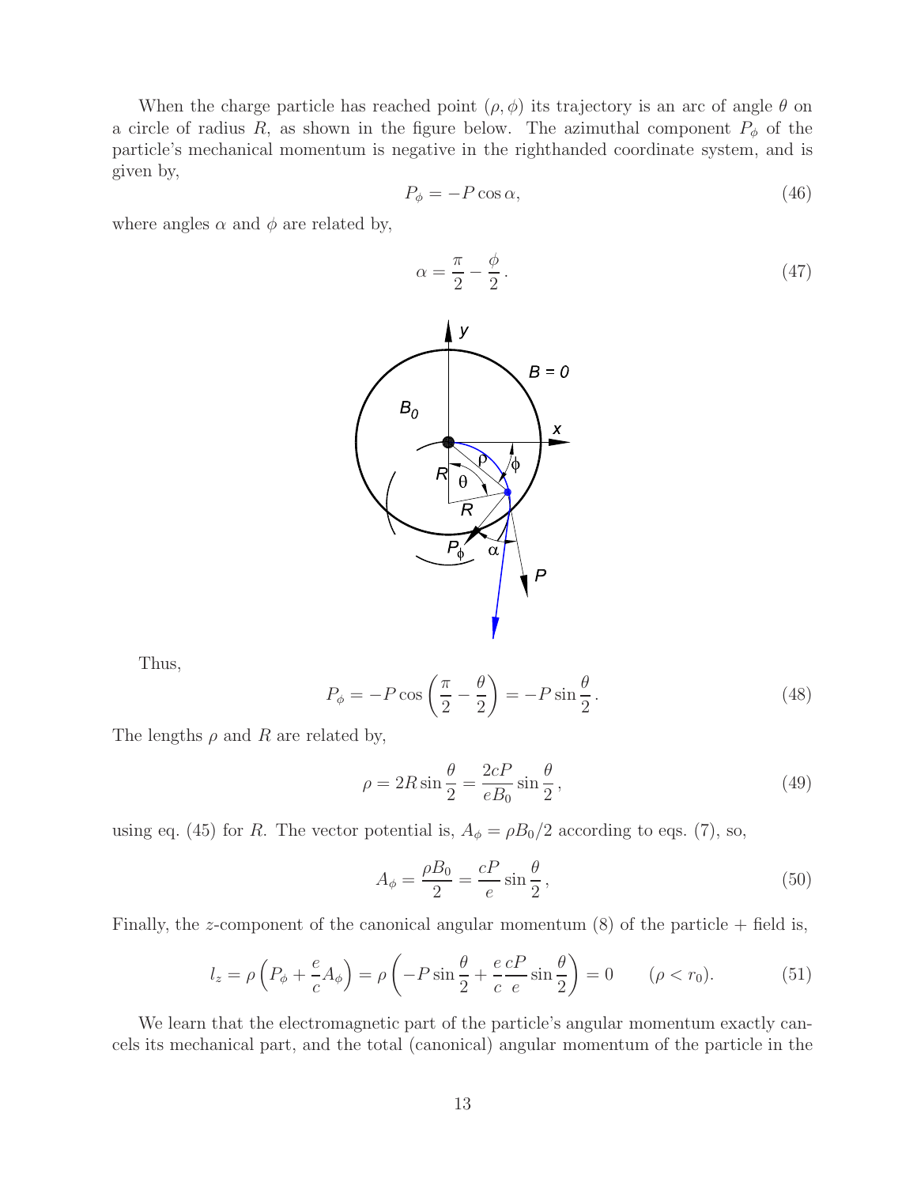When the charge particle has reached point $(\rho, \phi)$ its trajectory is an arc of angle $\theta$ on a circle of radius $R$, as shown in the figure below. The azimuthal component $P_\phi$ of the particle's mechanical momentum is negative in the righthanded coordinate system, and is given by,

$$P_\phi = -P \cos \alpha, \tag{46}$$

where angles $\alpha$ and $\phi$ are related by,

$$\alpha = \frac{\pi}{2} - \frac{\phi}{2}\,. \tag{47}$$

Thus,

$$P_\phi = -P \cos\left(\frac{\pi}{2} - \frac{\theta}{2}\right) = -P \sin\frac{\theta}{2}\,. \tag{48}$$

The lengths $\rho$ and $R$ are related by,

$$\rho = 2R \sin\frac{\theta}{2} = \frac{2cP}{eB_0} \sin\frac{\theta}{2}\,, \tag{49}$$

using eq. (45) for $R$. The vector potential is, $A_\phi = \rho B_0/2$ according to eqs. (7), so,

$$A_\phi = \frac{\rho B_0}{2} = \frac{cP}{e} \sin\frac{\theta}{2}\,, \tag{50}$$

Finally, the $z$-component of the canonical angular momentum (8) of the particle + field is,

$$l_z = \rho\left(P_\phi + \frac{e}{c} A_\phi\right) = \rho\left(-P \sin\frac{\theta}{2} + \frac{e}{c}\frac{cP}{e} \sin\frac{\theta}{2}\right) = 0 \qquad (\rho < r_0). \tag{51}$$

We learn that the electromagnetic part of the particle's angular momentum exactly cancels its mechanical part, and the total (canonical) angular momentum of the particle in the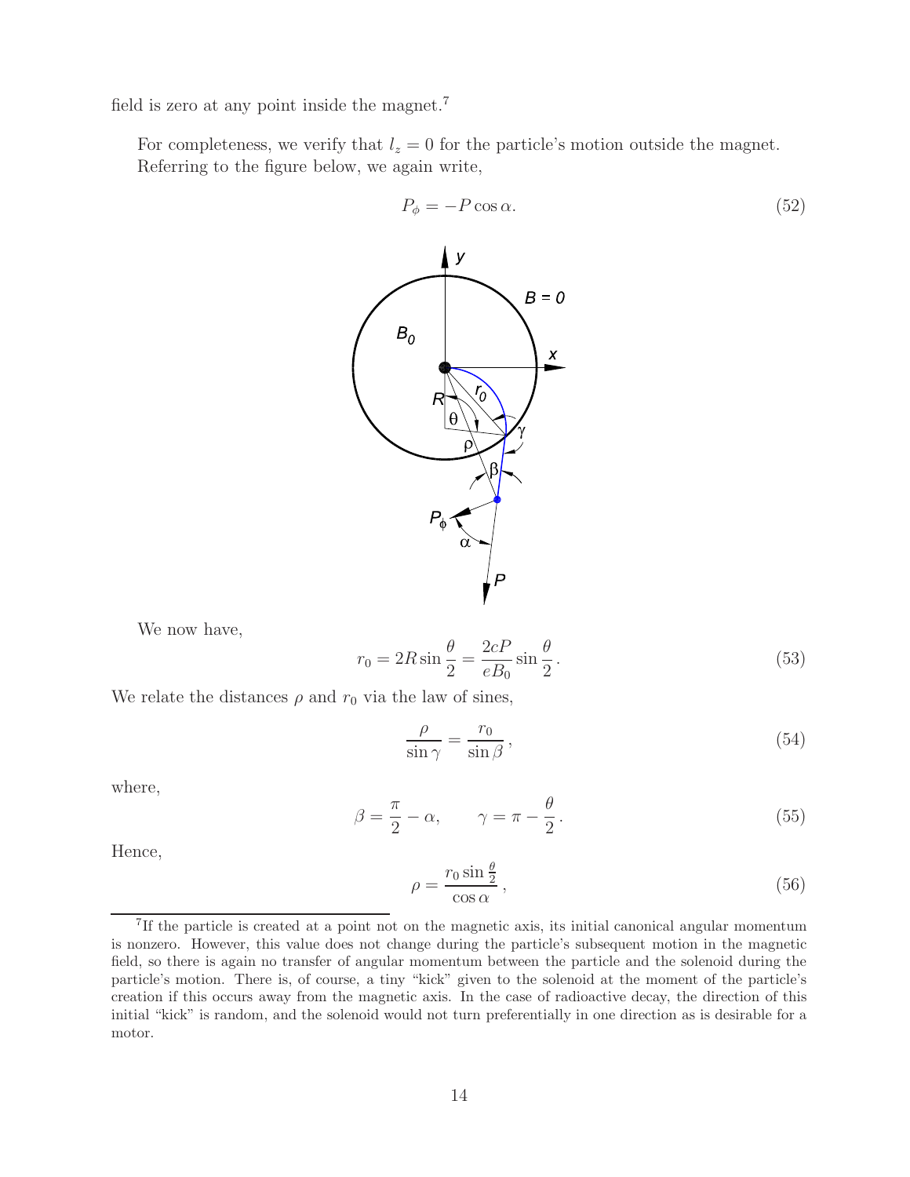field is zero at any point inside the magnet.[7]

For completeness, we verify that $l_z = 0$ for the particle's motion outside the magnet. Referring to the figure below, we again write,

$$P_\phi = -P\cos\alpha. \tag{52}$$

We now have,

$$r_0 = 2R\sin\frac{\theta}{2} = \frac{2cP}{eB_0}\sin\frac{\theta}{2}. \tag{53}$$

We relate the distances $\rho$ and $r_0$ via the law of sines,

$$\frac{\rho}{\sin\gamma} = \frac{r_0}{\sin\beta}, \tag{54}$$

where,

$$\beta = \frac{\pi}{2} - \alpha, \qquad \gamma = \pi - \frac{\theta}{2}. \tag{55}$$

Hence,

$$\rho = \frac{r_0\sin\frac{\theta}{2}}{\cos\alpha}, \tag{56}$$

[7] If the particle is created at a point not on the magnetic axis, its initial canonical angular momentum is nonzero. However, this value does not change during the particle's subsequent motion in the magnetic field, so there is again no transfer of angular momentum between the particle and the solenoid during the particle's motion. There is, of course, a tiny "kick" given to the solenoid at the moment of the particle's creation if this occurs away from the magnetic axis. In the case of radioactive decay, the direction of this initial "kick" is random, and the solenoid would not turn preferentially in one direction as is desirable for a motor.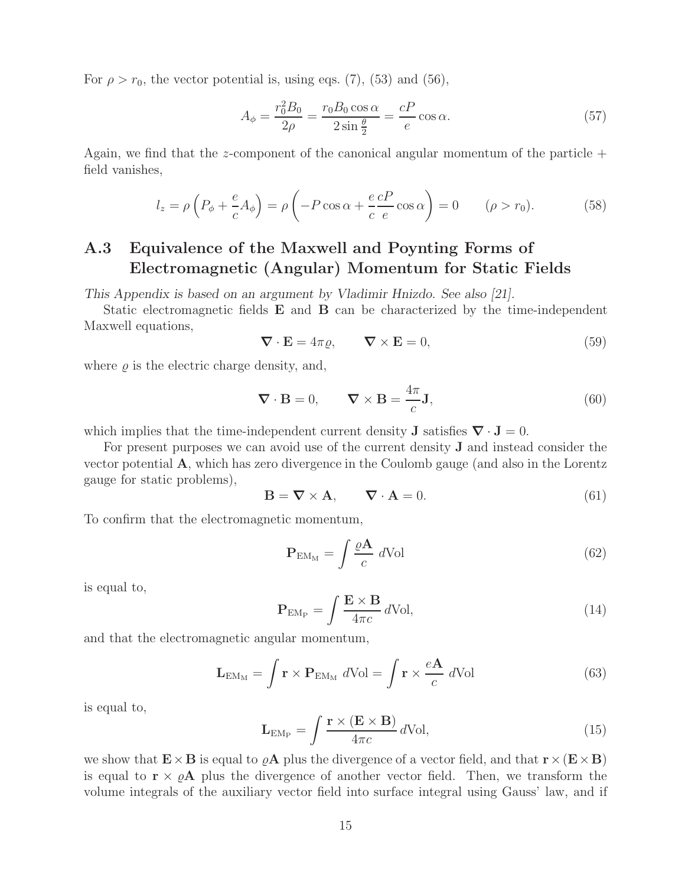For $\rho > r_0$, the vector potential is, using eqs. (7), (53) and (56),

$$A_\phi = \frac{r_0^2 B_0}{2\rho} = \frac{r_0 B_0 \cos\alpha}{2\sin\frac{\theta}{2}} = \frac{cP}{e}\cos\alpha. \tag{57}$$

Again, we find that the $z$-component of the canonical angular momentum of the particle + field vanishes,

$$l_z = \rho\left(P_\phi + \frac{e}{c}A_\phi\right) = \rho\left(-P\cos\alpha + \frac{e}{c}\frac{cP}{e}\cos\alpha\right) = 0 \qquad (\rho > r_0). \tag{58}$$

## A.3 Equivalence of the Maxwell and Poynting Forms of Electromagnetic (Angular) Momentum for Static Fields

*This Appendix is based on an argument by Vladimir Hnizdo. See also [21].*

Static electromagnetic fields $\mathbf{E}$ and $\mathbf{B}$ can be characterized by the time-independent Maxwell equations,

$$\boldsymbol{\nabla}\cdot\mathbf{E} = 4\pi\varrho, \qquad \boldsymbol{\nabla}\times\mathbf{E} = 0, \tag{59}$$

where $\varrho$ is the electric charge density, and,

$$\boldsymbol{\nabla}\cdot\mathbf{B} = 0, \qquad \boldsymbol{\nabla}\times\mathbf{B} = \frac{4\pi}{c}\mathbf{J}, \tag{60}$$

which implies that the time-independent current density $\mathbf{J}$ satisfies $\boldsymbol{\nabla}\cdot\mathbf{J} = 0$.

For present purposes we can avoid use of the current density $\mathbf{J}$ and instead consider the vector potential $\mathbf{A}$, which has zero divergence in the Coulomb gauge (and also in the Lorentz gauge for static problems),

$$\mathbf{B} = \boldsymbol{\nabla}\times\mathbf{A}, \qquad \boldsymbol{\nabla}\cdot\mathbf{A} = 0. \tag{61}$$

To confirm that the electromagnetic momentum,

$$\mathbf{P}_{\mathrm{EM_M}} = \int \frac{\varrho\mathbf{A}}{c}\, d\mathrm{Vol} \tag{62}$$

is equal to,

$$\mathbf{P}_{\mathrm{EM_P}} = \int \frac{\mathbf{E}\times\mathbf{B}}{4\pi c}\, d\mathrm{Vol}, \tag{14}$$

and that the electromagnetic angular momentum,

$$\mathbf{L}_{\mathrm{EM_M}} = \int \mathbf{r}\times\mathbf{P}_{\mathrm{EM_M}}\, d\mathrm{Vol} = \int \mathbf{r}\times\frac{e\mathbf{A}}{c}\, d\mathrm{Vol} \tag{63}$$

is equal to,

$$\mathbf{L}_{\mathrm{EM_P}} = \int \frac{\mathbf{r}\times(\mathbf{E}\times\mathbf{B})}{4\pi c}\, d\mathrm{Vol}, \tag{15}$$

we show that $\mathbf{E}\times\mathbf{B}$ is equal to $\varrho\mathbf{A}$ plus the divergence of a vector field, and that $\mathbf{r}\times(\mathbf{E}\times\mathbf{B})$ is equal to $\mathbf{r}\times\varrho\mathbf{A}$ plus the divergence of another vector field. Then, we transform the volume integrals of the auxiliary vector field into surface integral using Gauss' law, and if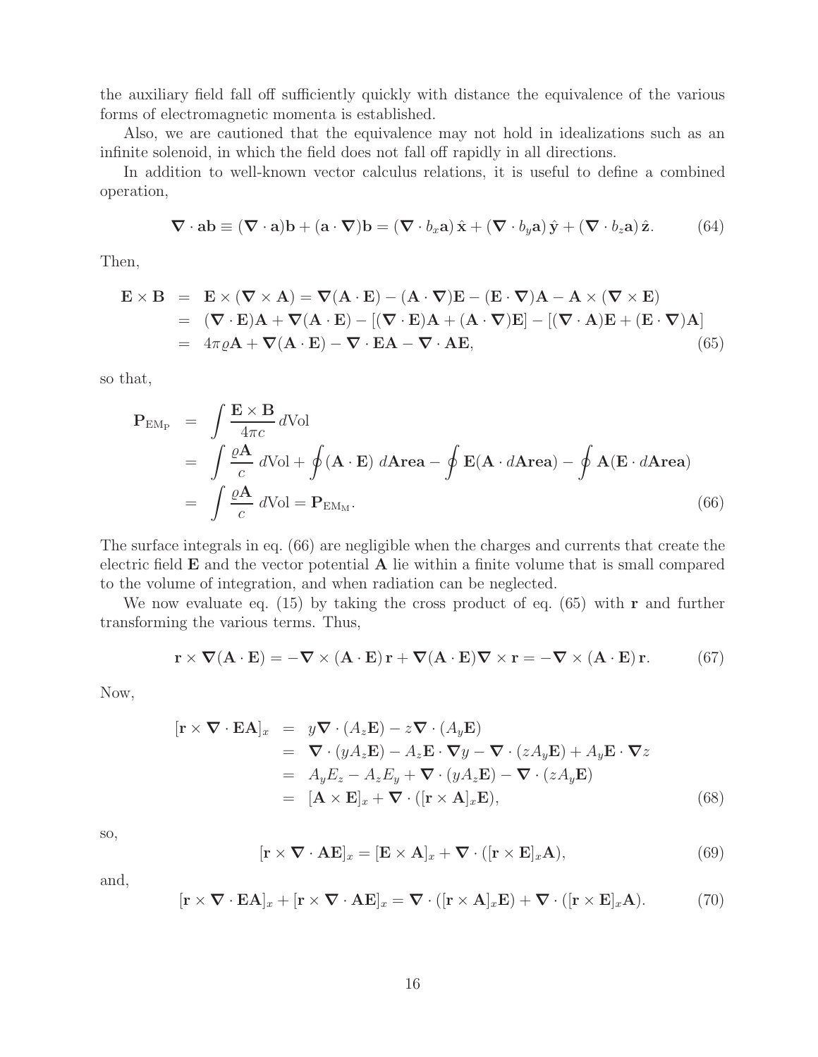the auxiliary field fall off sufficiently quickly with distance the equivalence of the various forms of electromagnetic momenta is established.

Also, we are cautioned that the equivalence may not hold in idealizations such as an infinite solenoid, in which the field does not fall off rapidly in all directions.

In addition to well-known vector calculus relations, it is useful to define a combined operation,

$$\boldsymbol{\nabla} \cdot \mathbf{ab} \equiv (\boldsymbol{\nabla} \cdot \mathbf{a})\mathbf{b} + (\mathbf{a} \cdot \boldsymbol{\nabla})\mathbf{b} = (\boldsymbol{\nabla} \cdot b_x \mathbf{a})\, \hat{\mathbf{x}} + (\boldsymbol{\nabla} \cdot b_y \mathbf{a})\, \hat{\mathbf{y}} + (\boldsymbol{\nabla} \cdot b_z \mathbf{a})\, \hat{\mathbf{z}}. \tag{64}$$

Then,

$$\begin{aligned}
\mathbf{E} \times \mathbf{B} &= \mathbf{E} \times (\boldsymbol{\nabla} \times \mathbf{A}) = \boldsymbol{\nabla}(\mathbf{A} \cdot \mathbf{E}) - (\mathbf{A} \cdot \boldsymbol{\nabla})\mathbf{E} - (\mathbf{E} \cdot \boldsymbol{\nabla})\mathbf{A} - \mathbf{A} \times (\boldsymbol{\nabla} \times \mathbf{E}) \\
&= (\boldsymbol{\nabla} \cdot \mathbf{E})\mathbf{A} + \boldsymbol{\nabla}(\mathbf{A} \cdot \mathbf{E}) - [(\boldsymbol{\nabla} \cdot \mathbf{E})\mathbf{A} + (\mathbf{A} \cdot \boldsymbol{\nabla})\mathbf{E}] - [(\boldsymbol{\nabla} \cdot \mathbf{A})\mathbf{E} + (\mathbf{E} \cdot \boldsymbol{\nabla})\mathbf{A}] \\
&= 4\pi\varrho\mathbf{A} + \boldsymbol{\nabla}(\mathbf{A} \cdot \mathbf{E}) - \boldsymbol{\nabla} \cdot \mathbf{EA} - \boldsymbol{\nabla} \cdot \mathbf{AE},
\end{aligned} \tag{65}$$

so that,

$$\begin{aligned}
\mathbf{P}_{\mathrm{EM_P}} &= \int \frac{\mathbf{E} \times \mathbf{B}}{4\pi c}\, d\mathrm{Vol} \\
&= \int \frac{\varrho\mathbf{A}}{c}\, d\mathrm{Vol} + \oint (\mathbf{A} \cdot \mathbf{E})\, d\mathbf{Area} - \oint \mathbf{E}(\mathbf{A} \cdot d\mathbf{Area}) - \oint \mathbf{A}(\mathbf{E} \cdot d\mathbf{Area}) \\
&= \int \frac{\varrho\mathbf{A}}{c}\, d\mathrm{Vol} = \mathbf{P}_{\mathrm{EM_M}}.
\end{aligned} \tag{66}$$

The surface integrals in eq. (66) are negligible when the charges and currents that create the electric field $\mathbf{E}$ and the vector potential $\mathbf{A}$ lie within a finite volume that is small compared to the volume of integration, and when radiation can be neglected.

We now evaluate eq. (15) by taking the cross product of eq. (65) with $\mathbf{r}$ and further transforming the various terms. Thus,

$$\mathbf{r} \times \boldsymbol{\nabla}(\mathbf{A} \cdot \mathbf{E}) = -\boldsymbol{\nabla} \times (\mathbf{A} \cdot \mathbf{E})\, \mathbf{r} + \boldsymbol{\nabla}(\mathbf{A} \cdot \mathbf{E}) \boldsymbol{\nabla} \times \mathbf{r} = -\boldsymbol{\nabla} \times (\mathbf{A} \cdot \mathbf{E})\, \mathbf{r}. \tag{67}$$

Now,

$$\begin{aligned}
[\mathbf{r} \times \boldsymbol{\nabla} \cdot \mathbf{EA}]_x &= y\boldsymbol{\nabla} \cdot (A_z \mathbf{E}) - z\boldsymbol{\nabla} \cdot (A_y \mathbf{E}) \\
&= \boldsymbol{\nabla} \cdot (yA_z \mathbf{E}) - A_z \mathbf{E} \cdot \boldsymbol{\nabla} y - \boldsymbol{\nabla} \cdot (zA_y \mathbf{E}) + A_y \mathbf{E} \cdot \boldsymbol{\nabla} z \\
&= A_y E_z - A_z E_y + \boldsymbol{\nabla} \cdot (yA_z \mathbf{E}) - \boldsymbol{\nabla} \cdot (zA_y \mathbf{E}) \\
&= [\mathbf{A} \times \mathbf{E}]_x + \boldsymbol{\nabla} \cdot ([\mathbf{r} \times \mathbf{A}]_x \mathbf{E}),
\end{aligned} \tag{68}$$

so,

$$[\mathbf{r} \times \boldsymbol{\nabla} \cdot \mathbf{AE}]_x = [\mathbf{E} \times \mathbf{A}]_x + \boldsymbol{\nabla} \cdot ([\mathbf{r} \times \mathbf{E}]_x \mathbf{A}), \tag{69}$$

and,

$$[\mathbf{r} \times \boldsymbol{\nabla} \cdot \mathbf{EA}]_x + [\mathbf{r} \times \boldsymbol{\nabla} \cdot \mathbf{AE}]_x = \boldsymbol{\nabla} \cdot ([\mathbf{r} \times \mathbf{A}]_x \mathbf{E}) + \boldsymbol{\nabla} \cdot ([\mathbf{r} \times \mathbf{E}]_x \mathbf{A}). \tag{70}$$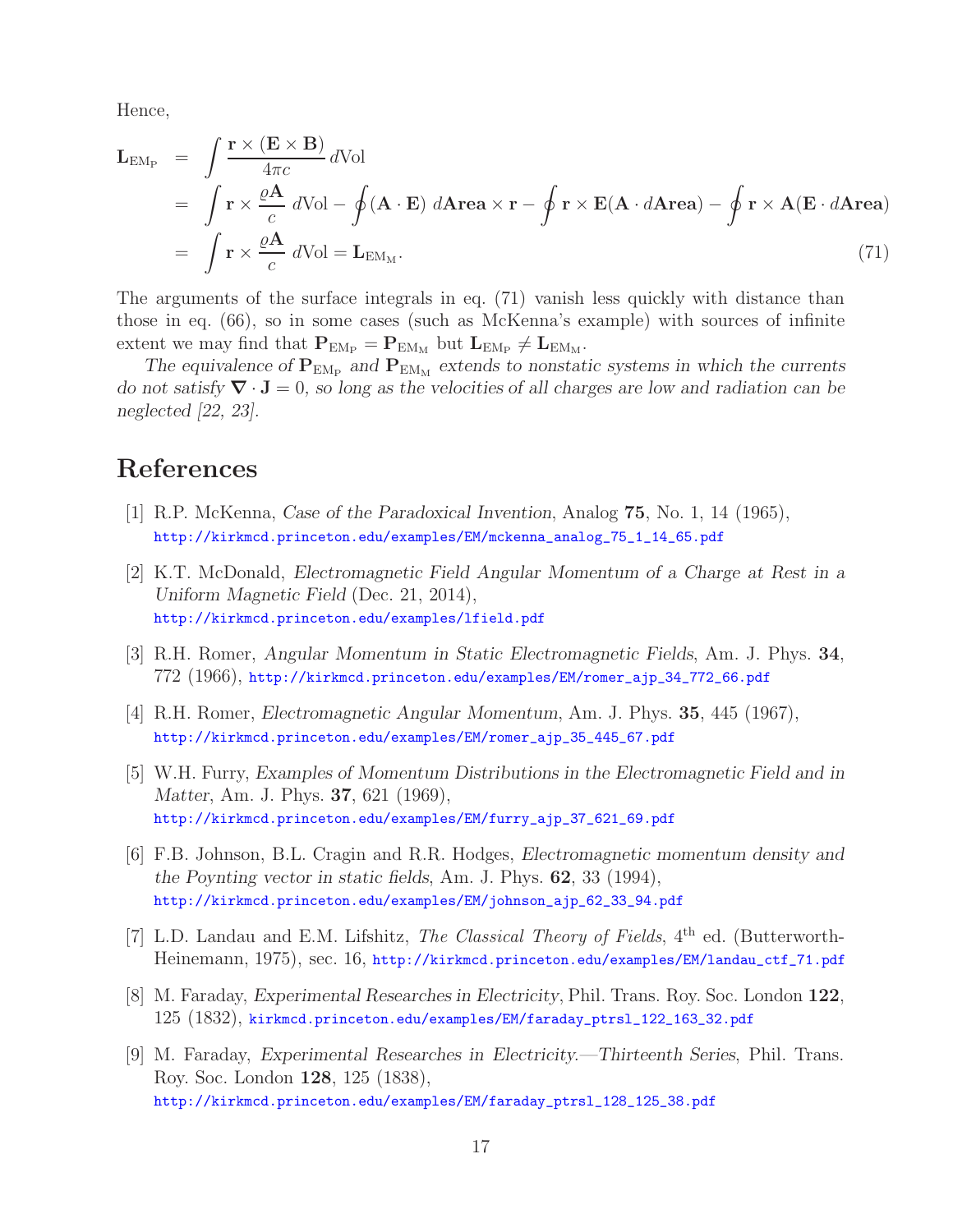Hence,

$$
\begin{aligned}
\mathbf{L}_{\mathrm{EM_P}} &= \int \frac{\mathbf{r}\times(\mathbf{E}\times\mathbf{B})}{4\pi c}\, d\mathrm{Vol} \\
&= \int \mathbf{r}\times\frac{\varrho\mathbf{A}}{c}\, d\mathrm{Vol} - \oint (\mathbf{A}\cdot\mathbf{E})\, d\mathbf{Area}\times\mathbf{r} - \oint \mathbf{r}\times\mathbf{E}(\mathbf{A}\cdot d\mathbf{Area}) - \oint \mathbf{r}\times\mathbf{A}(\mathbf{E}\cdot d\mathbf{Area}) \\
&= \int \mathbf{r}\times\frac{\varrho\mathbf{A}}{c}\, d\mathrm{Vol} = \mathbf{L}_{\mathrm{EM_M}}.
\end{aligned}
\tag{71}
$$

The arguments of the surface integrals in eq. (71) vanish less quickly with distance than those in eq. (66), so in some cases (such as McKenna's example) with sources of infinite extent we may find that $\mathbf{P}_{\mathrm{EM_P}} = \mathbf{P}_{\mathrm{EM_M}}$ but $\mathbf{L}_{\mathrm{EM_P}} \neq \mathbf{L}_{\mathrm{EM_M}}$.

*The equivalence of $\mathbf{P}_{\mathrm{EM_P}}$ and $\mathbf{P}_{\mathrm{EM_M}}$ extends to nonstatic systems in which the currents do not satisfy $\boldsymbol{\nabla}\cdot\mathbf{J} = 0$, so long as the velocities of all charges are low and radiation can be neglected [22, 23].*

## References

[1] R.P. McKenna, *Case of the Paradoxical Invention*, Analog **75**, No. 1, 14 (1965), http://kirkmcd.princeton.edu/examples/EM/mckenna_analog_75_1_14_65.pdf

[2] K.T. McDonald, *Electromagnetic Field Angular Momentum of a Charge at Rest in a Uniform Magnetic Field* (Dec. 21, 2014), http://kirkmcd.princeton.edu/examples/lfield.pdf

[3] R.H. Romer, *Angular Momentum in Static Electromagnetic Fields*, Am. J. Phys. **34**, 772 (1966), http://kirkmcd.princeton.edu/examples/EM/romer_ajp_34_772_66.pdf

[4] R.H. Romer, *Electromagnetic Angular Momentum*, Am. J. Phys. **35**, 445 (1967), http://kirkmcd.princeton.edu/examples/EM/romer_ajp_35_445_67.pdf

[5] W.H. Furry, *Examples of Momentum Distributions in the Electromagnetic Field and in Matter*, Am. J. Phys. **37**, 621 (1969), http://kirkmcd.princeton.edu/examples/EM/furry_ajp_37_621_69.pdf

[6] F.B. Johnson, B.L. Cragin and R.R. Hodges, *Electromagnetic momentum density and the Poynting vector in static fields*, Am. J. Phys. **62**, 33 (1994), http://kirkmcd.princeton.edu/examples/EM/johnson_ajp_62_33_94.pdf

[7] L.D. Landau and E.M. Lifshitz, *The Classical Theory of Fields*, 4th ed. (Butterworth-Heinemann, 1975), sec. 16, http://kirkmcd.princeton.edu/examples/EM/landau_ctf_71.pdf

[8] M. Faraday, *Experimental Researches in Electricity*, Phil. Trans. Roy. Soc. London **122**, 125 (1832), kirkmcd.princeton.edu/examples/EM/faraday_ptrsl_122_163_32.pdf

[9] M. Faraday, *Experimental Researches in Electricity.—Thirteenth Series*, Phil. Trans. Roy. Soc. London **128**, 125 (1838), http://kirkmcd.princeton.edu/examples/EM/faraday_ptrsl_128_125_38.pdf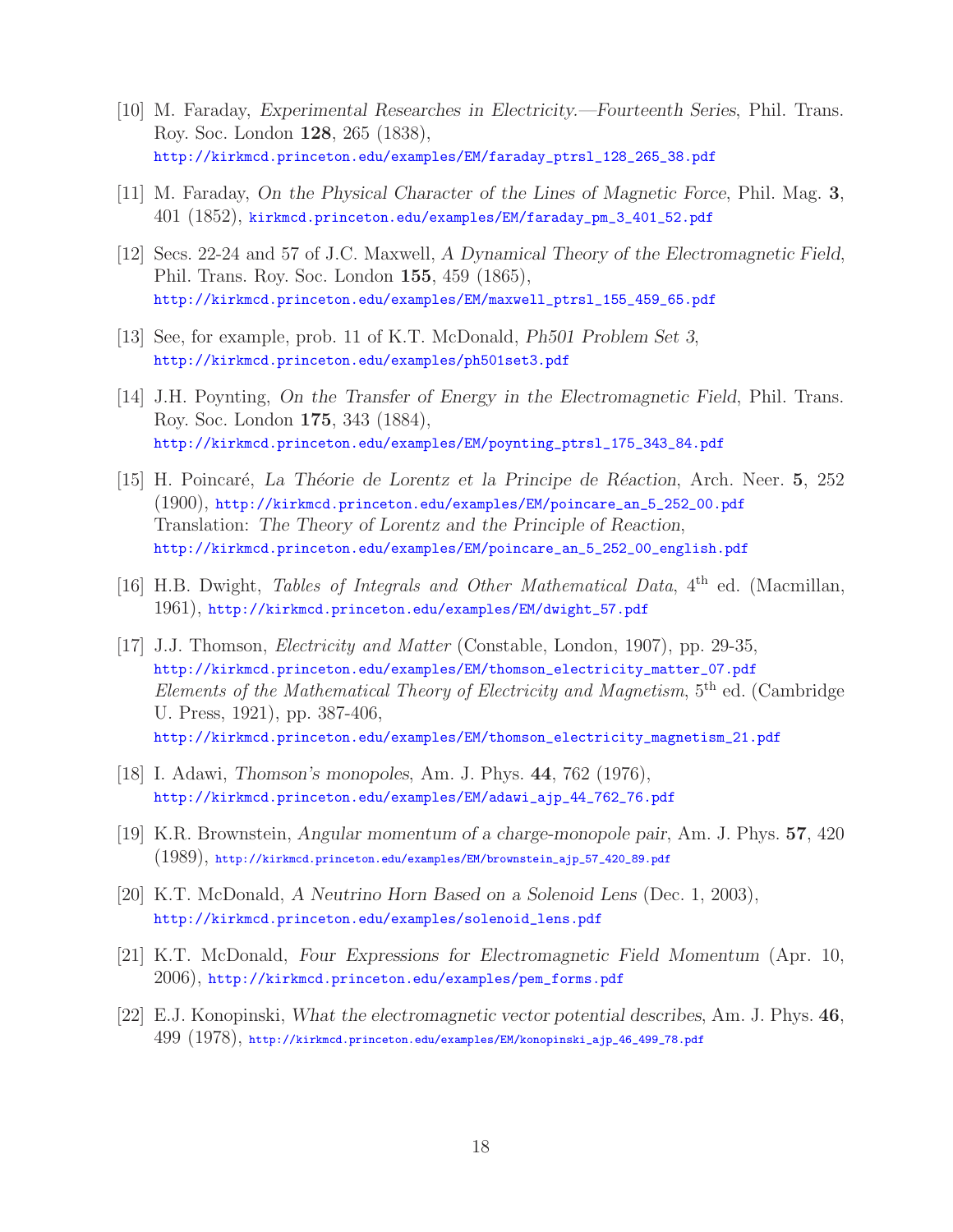[10] M. Faraday, *Experimental Researches in Electricity.—Fourteenth Series*, Phil. Trans. Roy. Soc. London **128**, 265 (1838),
http://kirkmcd.princeton.edu/examples/EM/faraday_ptrsl_128_265_38.pdf

[11] M. Faraday, *On the Physical Character of the Lines of Magnetic Force*, Phil. Mag. **3**, 401 (1852), kirkmcd.princeton.edu/examples/EM/faraday_pm_3_401_52.pdf

[12] Secs. 22-24 and 57 of J.C. Maxwell, *A Dynamical Theory of the Electromagnetic Field*, Phil. Trans. Roy. Soc. London **155**, 459 (1865),
http://kirkmcd.princeton.edu/examples/EM/maxwell_ptrsl_155_459_65.pdf

[13] See, for example, prob. 11 of K.T. McDonald, *Ph501 Problem Set 3*,
http://kirkmcd.princeton.edu/examples/ph501set3.pdf

[14] J.H. Poynting, *On the Transfer of Energy in the Electromagnetic Field*, Phil. Trans. Roy. Soc. London **175**, 343 (1884),
http://kirkmcd.princeton.edu/examples/EM/poynting_ptrsl_175_343_84.pdf

[15] H. Poincaré, *La Théorie de Lorentz et la Principe de Réaction*, Arch. Neer. **5**, 252 (1900), http://kirkmcd.princeton.edu/examples/EM/poincare_an_5_252_00.pdf
Translation: *The Theory of Lorentz and the Principle of Reaction*,
http://kirkmcd.princeton.edu/examples/EM/poincare_an_5_252_00_english.pdf

[16] H.B. Dwight, *Tables of Integrals and Other Mathematical Data*, 4th ed. (Macmillan, 1961), http://kirkmcd.princeton.edu/examples/EM/dwight_57.pdf

[17] J.J. Thomson, *Electricity and Matter* (Constable, London, 1907), pp. 29-35,
http://kirkmcd.princeton.edu/examples/EM/thomson_electricity_matter_07.pdf
*Elements of the Mathematical Theory of Electricity and Magnetism*, 5th ed. (Cambridge U. Press, 1921), pp. 387-406,
http://kirkmcd.princeton.edu/examples/EM/thomson_electricity_magnetism_21.pdf

[18] I. Adawi, *Thomson's monopoles*, Am. J. Phys. **44**, 762 (1976),
http://kirkmcd.princeton.edu/examples/EM/adawi_ajp_44_762_76.pdf

[19] K.R. Brownstein, *Angular momentum of a charge-monopole pair*, Am. J. Phys. **57**, 420 (1989), http://kirkmcd.princeton.edu/examples/EM/brownstein_ajp_57_420_89.pdf

[20] K.T. McDonald, *A Neutrino Horn Based on a Solenoid Lens* (Dec. 1, 2003),
http://kirkmcd.princeton.edu/examples/solenoid_lens.pdf

[21] K.T. McDonald, *Four Expressions for Electromagnetic Field Momentum* (Apr. 10, 2006), http://kirkmcd.princeton.edu/examples/pem_forms.pdf

[22] E.J. Konopinski, *What the electromagnetic vector potential describes*, Am. J. Phys. **46**, 499 (1978), http://kirkmcd.princeton.edu/examples/EM/konopinski_ajp_46_499_78.pdf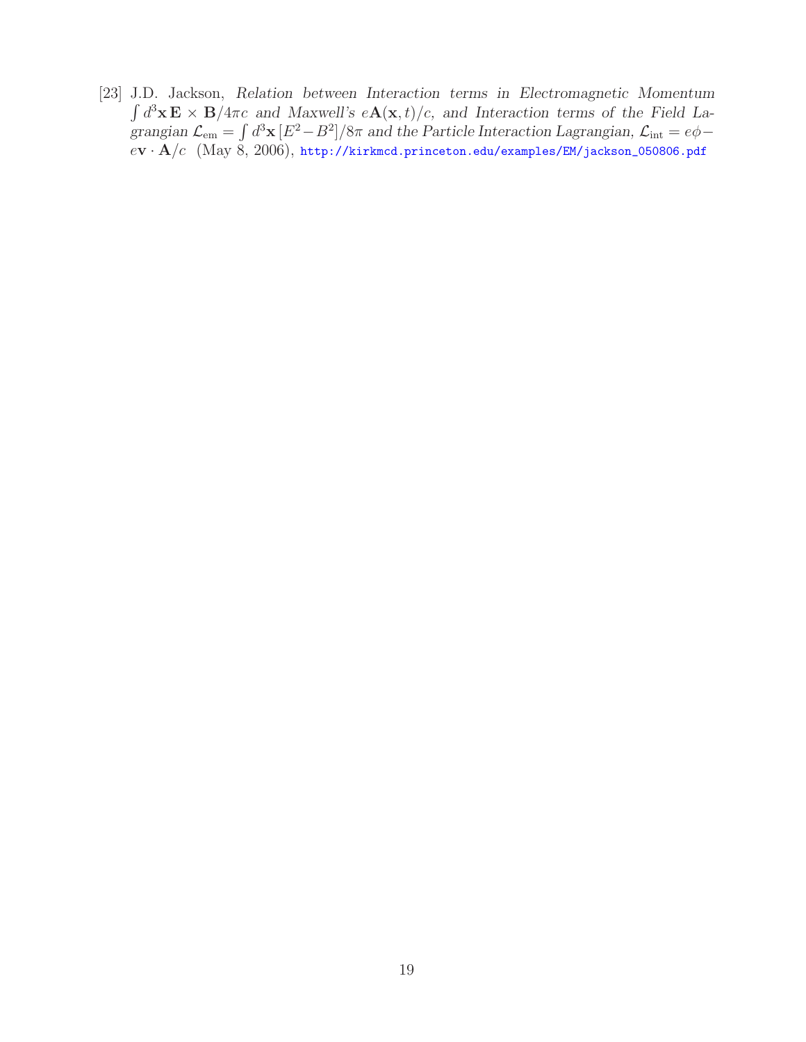[23] J.D. Jackson, *Relation between Interaction terms in Electromagnetic Momentum* $\int d^3\mathbf{x}\,\mathbf{E}\times\mathbf{B}/4\pi c$ *and Maxwell's* $e\mathbf{A}(\mathbf{x},t)/c$*, and Interaction terms of the Field Lagrangian* $\mathcal{L}_{\rm em} = \int d^3\mathbf{x}\,[E^2 - B^2]/8\pi$ *and the Particle Interaction Lagrangian,* $\mathcal{L}_{\rm int} = e\phi - e\mathbf{v}\cdot\mathbf{A}/c$ (May 8, 2006), http://kirkmcd.princeton.edu/examples/EM/jackson_050806.pdf